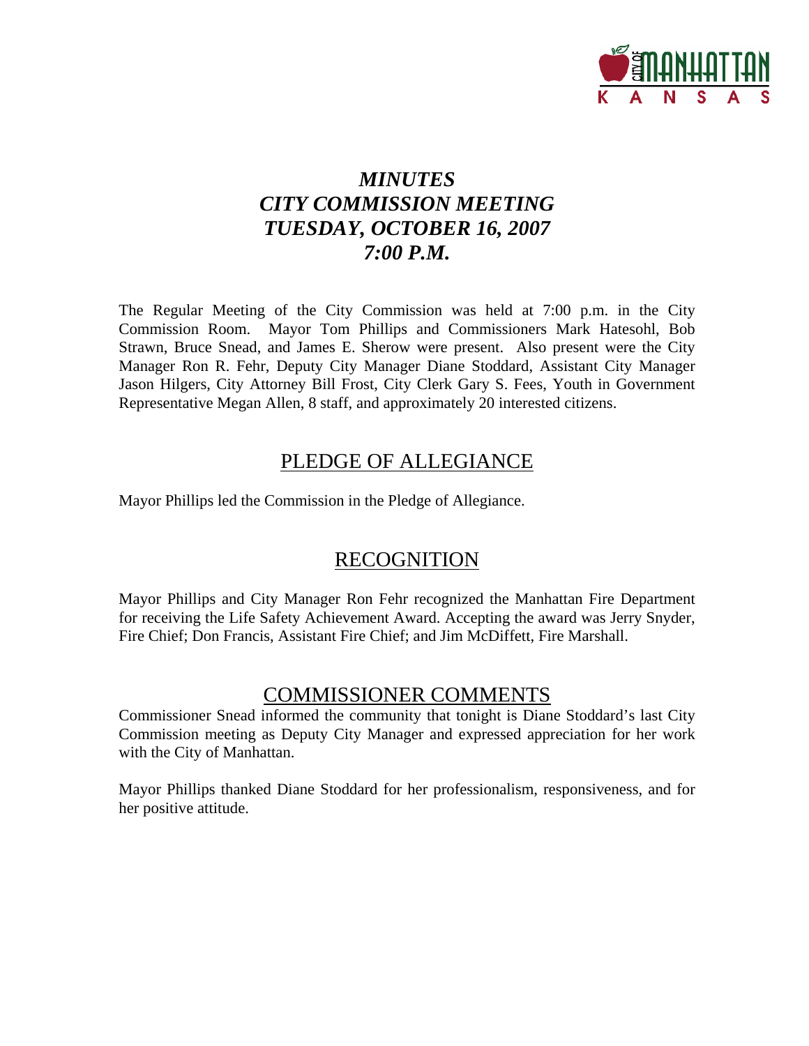# *MINUTES*
# *CITY COMMISSION MEETING*
# *TUESDAY, OCTOBER 16, 2007*
# *7:00 P.M.*

The Regular Meeting of the City Commission was held at 7:00 p.m. in the City Commission Room. Mayor Tom Phillips and Commissioners Mark Hatesohl, Bob Strawn, Bruce Snead, and James E. Sherow were present. Also present were the City Manager Ron R. Fehr, Deputy City Manager Diane Stoddard, Assistant City Manager Jason Hilgers, City Attorney Bill Frost, City Clerk Gary S. Fees, Youth in Government Representative Megan Allen, 8 staff, and approximately 20 interested citizens.

## PLEDGE OF ALLEGIANCE

Mayor Phillips led the Commission in the Pledge of Allegiance.

## RECOGNITION

Mayor Phillips and City Manager Ron Fehr recognized the Manhattan Fire Department for receiving the Life Safety Achievement Award. Accepting the award was Jerry Snyder, Fire Chief; Don Francis, Assistant Fire Chief; and Jim McDiffett, Fire Marshall.

## COMMISSIONER COMMENTS

Commissioner Snead informed the community that tonight is Diane Stoddard's last City Commission meeting as Deputy City Manager and expressed appreciation for her work with the City of Manhattan.

Mayor Phillips thanked Diane Stoddard for her professionalism, responsiveness, and for her positive attitude.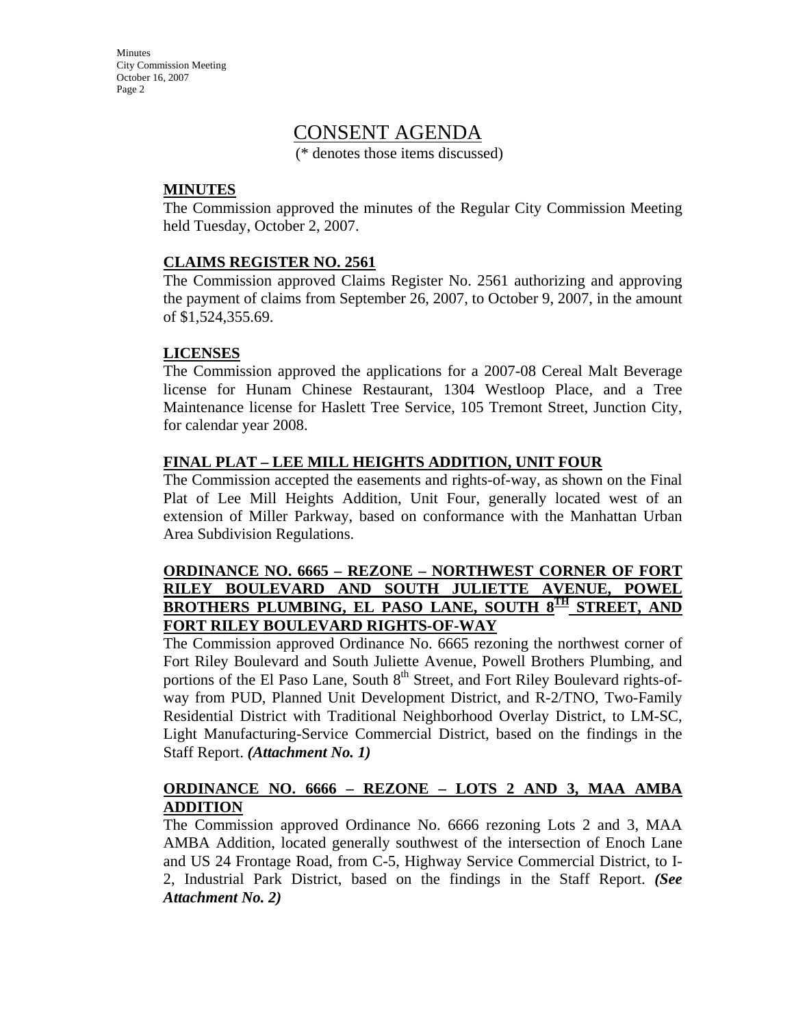# CONSENT AGENDA

(* denotes those items discussed)

**MINUTES**

The Commission approved the minutes of the Regular City Commission Meeting held Tuesday, October 2, 2007.

**CLAIMS REGISTER NO. 2561**

The Commission approved Claims Register No. 2561 authorizing and approving the payment of claims from September 26, 2007, to October 9, 2007, in the amount of $1,524,355.69.

**LICENSES**

The Commission approved the applications for a 2007-08 Cereal Malt Beverage license for Hunam Chinese Restaurant, 1304 Westloop Place, and a Tree Maintenance license for Haslett Tree Service, 105 Tremont Street, Junction City, for calendar year 2008.

**FINAL PLAT – LEE MILL HEIGHTS ADDITION, UNIT FOUR**

The Commission accepted the easements and rights-of-way, as shown on the Final Plat of Lee Mill Heights Addition, Unit Four, generally located west of an extension of Miller Parkway, based on conformance with the Manhattan Urban Area Subdivision Regulations.

**ORDINANCE NO. 6665 – REZONE – NORTHWEST CORNER OF FORT RILEY BOULEVARD AND SOUTH JULIETTE AVENUE, POWEL BROTHERS PLUMBING, EL PASO LANE, SOUTH 8TH STREET, AND FORT RILEY BOULEVARD RIGHTS-OF-WAY**

The Commission approved Ordinance No. 6665 rezoning the northwest corner of Fort Riley Boulevard and South Juliette Avenue, Powell Brothers Plumbing, and portions of the El Paso Lane, South 8th Street, and Fort Riley Boulevard rights-of-way from PUD, Planned Unit Development District, and R-2/TNO, Two-Family Residential District with Traditional Neighborhood Overlay District, to LM-SC, Light Manufacturing-Service Commercial District, based on the findings in the Staff Report. ***(Attachment No. 1)***

**ORDINANCE NO. 6666 – REZONE – LOTS 2 AND 3, MAA AMBA ADDITION**

The Commission approved Ordinance No. 6666 rezoning Lots 2 and 3, MAA AMBA Addition, located generally southwest of the intersection of Enoch Lane and US 24 Frontage Road, from C-5, Highway Service Commercial District, to I-2, Industrial Park District, based on the findings in the Staff Report. ***(See Attachment No. 2)***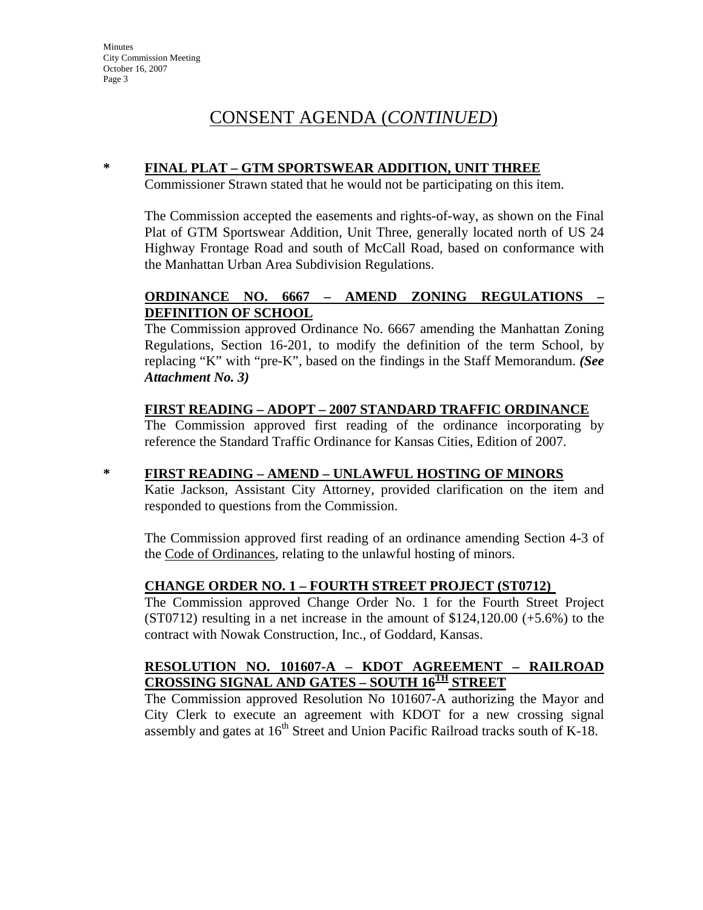# CONSENT AGENDA (*CONTINUED*)

\* **FINAL PLAT – GTM SPORTSWEAR ADDITION, UNIT THREE**

Commissioner Strawn stated that he would not be participating on this item.

The Commission accepted the easements and rights-of-way, as shown on the Final Plat of GTM Sportswear Addition, Unit Three, generally located north of US 24 Highway Frontage Road and south of McCall Road, based on conformance with the Manhattan Urban Area Subdivision Regulations.

**ORDINANCE NO. 6667 – AMEND ZONING REGULATIONS – DEFINITION OF SCHOOL**

The Commission approved Ordinance No. 6667 amending the Manhattan Zoning Regulations, Section 16-201, to modify the definition of the term School, by replacing "K" with "pre-K", based on the findings in the Staff Memorandum. ***(See Attachment No. 3)***

**FIRST READING – ADOPT – 2007 STANDARD TRAFFIC ORDINANCE**

The Commission approved first reading of the ordinance incorporating by reference the Standard Traffic Ordinance for Kansas Cities, Edition of 2007.

\* **FIRST READING – AMEND – UNLAWFUL HOSTING OF MINORS**

Katie Jackson, Assistant City Attorney, provided clarification on the item and responded to questions from the Commission.

The Commission approved first reading of an ordinance amending Section 4-3 of the Code of Ordinances, relating to the unlawful hosting of minors.

**CHANGE ORDER NO. 1 – FOURTH STREET PROJECT (ST0712)**

The Commission approved Change Order No. 1 for the Fourth Street Project (ST0712) resulting in a net increase in the amount of $124,120.00 (+5.6%) to the contract with Nowak Construction, Inc., of Goddard, Kansas.

**RESOLUTION NO. 101607-A – KDOT AGREEMENT – RAILROAD CROSSING SIGNAL AND GATES – SOUTH 16TH STREET**

The Commission approved Resolution No 101607-A authorizing the Mayor and City Clerk to execute an agreement with KDOT for a new crossing signal assembly and gates at 16th Street and Union Pacific Railroad tracks south of K-18.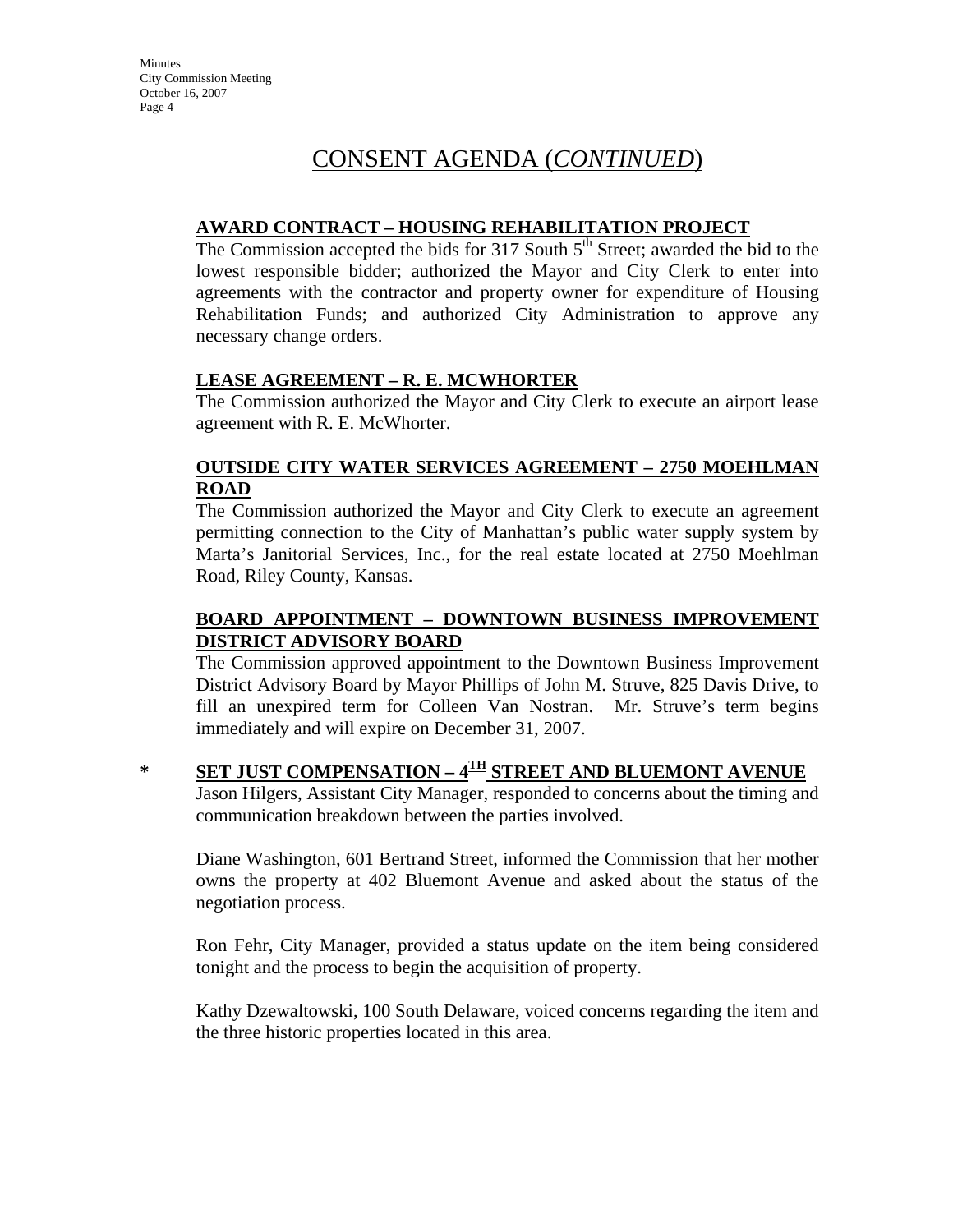# CONSENT AGENDA (*CONTINUED*)

**AWARD CONTRACT – HOUSING REHABILITATION PROJECT**

The Commission accepted the bids for 317 South 5th Street; awarded the bid to the lowest responsible bidder; authorized the Mayor and City Clerk to enter into agreements with the contractor and property owner for expenditure of Housing Rehabilitation Funds; and authorized City Administration to approve any necessary change orders.

**LEASE AGREEMENT – R. E. MCWHORTER**

The Commission authorized the Mayor and City Clerk to execute an airport lease agreement with R. E. McWhorter.

**OUTSIDE CITY WATER SERVICES AGREEMENT – 2750 MOEHLMAN ROAD**

The Commission authorized the Mayor and City Clerk to execute an agreement permitting connection to the City of Manhattan's public water supply system by Marta's Janitorial Services, Inc., for the real estate located at 2750 Moehlman Road, Riley County, Kansas.

**BOARD APPOINTMENT – DOWNTOWN BUSINESS IMPROVEMENT DISTRICT ADVISORY BOARD**

The Commission approved appointment to the Downtown Business Improvement District Advisory Board by Mayor Phillips of John M. Struve, 825 Davis Drive, to fill an unexpired term for Colleen Van Nostran. Mr. Struve's term begins immediately and will expire on December 31, 2007.

\* **SET JUST COMPENSATION – 4TH STREET AND BLUEMONT AVENUE**

Jason Hilgers, Assistant City Manager, responded to concerns about the timing and communication breakdown between the parties involved.

Diane Washington, 601 Bertrand Street, informed the Commission that her mother owns the property at 402 Bluemont Avenue and asked about the status of the negotiation process.

Ron Fehr, City Manager, provided a status update on the item being considered tonight and the process to begin the acquisition of property.

Kathy Dzewaltowski, 100 South Delaware, voiced concerns regarding the item and the three historic properties located in this area.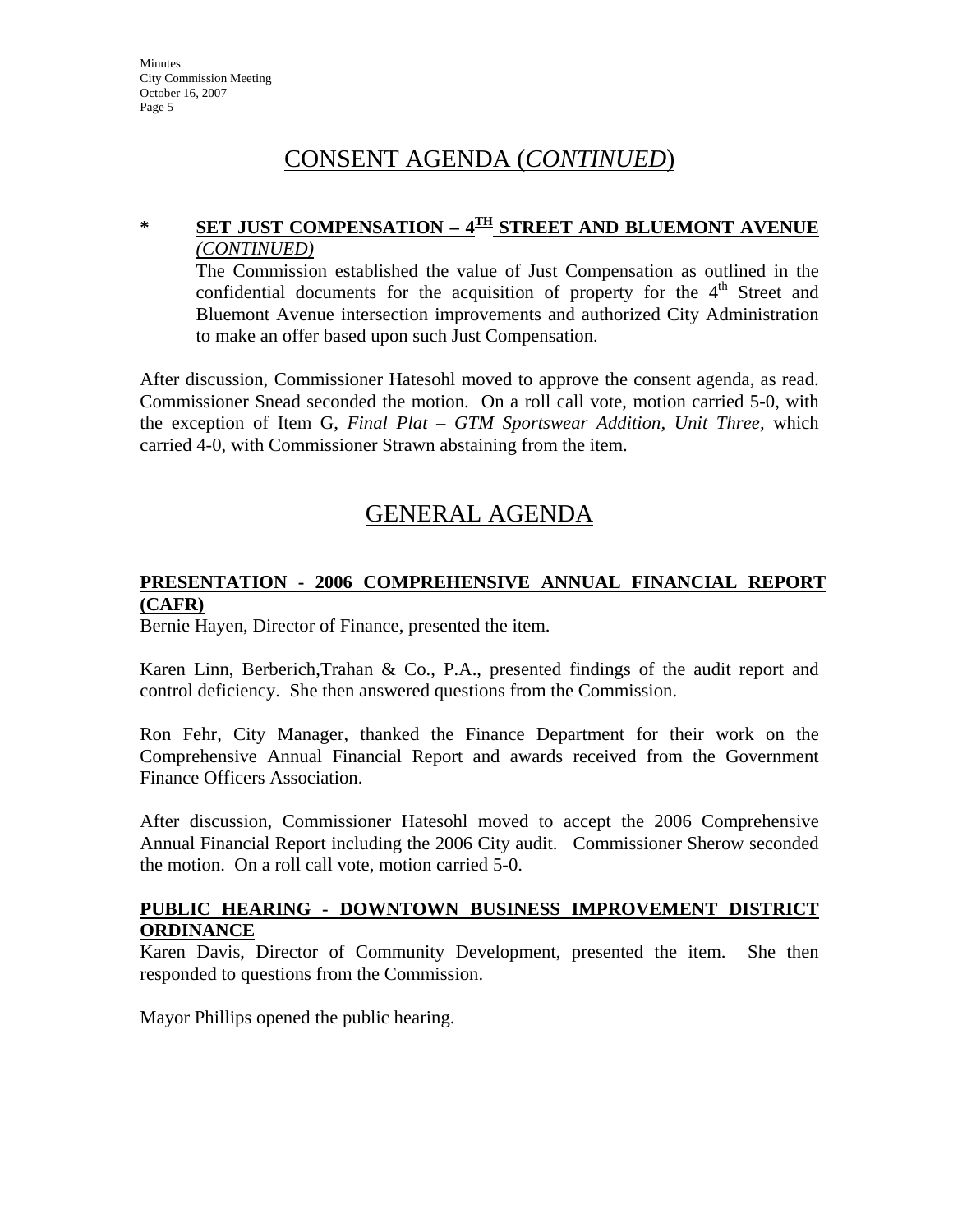# CONSENT AGENDA (*CONTINUED*)

**\* SET JUST COMPENSATION – 4TH STREET AND BLUEMONT AVENUE** *(CONTINUED)*

The Commission established the value of Just Compensation as outlined in the confidential documents for the acquisition of property for the 4th Street and Bluemont Avenue intersection improvements and authorized City Administration to make an offer based upon such Just Compensation.

After discussion, Commissioner Hatesohl moved to approve the consent agenda, as read. Commissioner Snead seconded the motion. On a roll call vote, motion carried 5-0, with the exception of Item G, *Final Plat – GTM Sportswear Addition, Unit Three,* which carried 4-0, with Commissioner Strawn abstaining from the item.

# GENERAL AGENDA

**PRESENTATION - 2006 COMPREHENSIVE ANNUAL FINANCIAL REPORT (CAFR)**

Bernie Hayen, Director of Finance, presented the item.

Karen Linn, Berberich,Trahan & Co., P.A., presented findings of the audit report and control deficiency. She then answered questions from the Commission.

Ron Fehr, City Manager, thanked the Finance Department for their work on the Comprehensive Annual Financial Report and awards received from the Government Finance Officers Association.

After discussion, Commissioner Hatesohl moved to accept the 2006 Comprehensive Annual Financial Report including the 2006 City audit. Commissioner Sherow seconded the motion. On a roll call vote, motion carried 5-0.

**PUBLIC HEARING - DOWNTOWN BUSINESS IMPROVEMENT DISTRICT ORDINANCE**

Karen Davis, Director of Community Development, presented the item. She then responded to questions from the Commission.

Mayor Phillips opened the public hearing.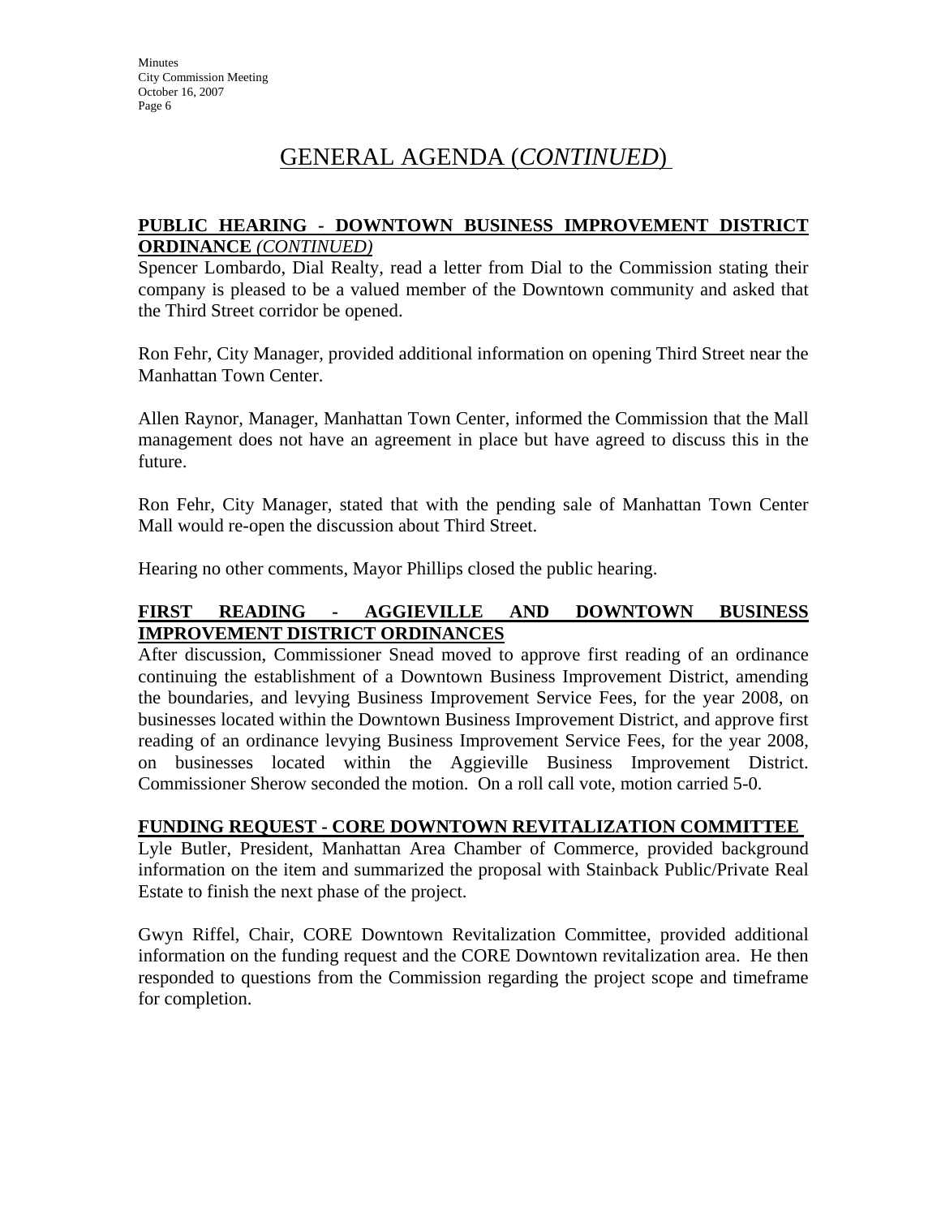# GENERAL AGENDA (*CONTINUED*)

**PUBLIC HEARING - DOWNTOWN BUSINESS IMPROVEMENT DISTRICT ORDINANCE** *(CONTINUED)*

Spencer Lombardo, Dial Realty, read a letter from Dial to the Commission stating their company is pleased to be a valued member of the Downtown community and asked that the Third Street corridor be opened.

Ron Fehr, City Manager, provided additional information on opening Third Street near the Manhattan Town Center.

Allen Raynor, Manager, Manhattan Town Center, informed the Commission that the Mall management does not have an agreement in place but have agreed to discuss this in the future.

Ron Fehr, City Manager, stated that with the pending sale of Manhattan Town Center Mall would re-open the discussion about Third Street.

Hearing no other comments, Mayor Phillips closed the public hearing.

**FIRST READING - AGGIEVILLE AND DOWNTOWN BUSINESS IMPROVEMENT DISTRICT ORDINANCES**

After discussion, Commissioner Snead moved to approve first reading of an ordinance continuing the establishment of a Downtown Business Improvement District, amending the boundaries, and levying Business Improvement Service Fees, for the year 2008, on businesses located within the Downtown Business Improvement District, and approve first reading of an ordinance levying Business Improvement Service Fees, for the year 2008, on businesses located within the Aggieville Business Improvement District. Commissioner Sherow seconded the motion. On a roll call vote, motion carried 5-0.

**FUNDING REQUEST - CORE DOWNTOWN REVITALIZATION COMMITTEE**

Lyle Butler, President, Manhattan Area Chamber of Commerce, provided background information on the item and summarized the proposal with Stainback Public/Private Real Estate to finish the next phase of the project.

Gwyn Riffel, Chair, CORE Downtown Revitalization Committee, provided additional information on the funding request and the CORE Downtown revitalization area. He then responded to questions from the Commission regarding the project scope and timeframe for completion.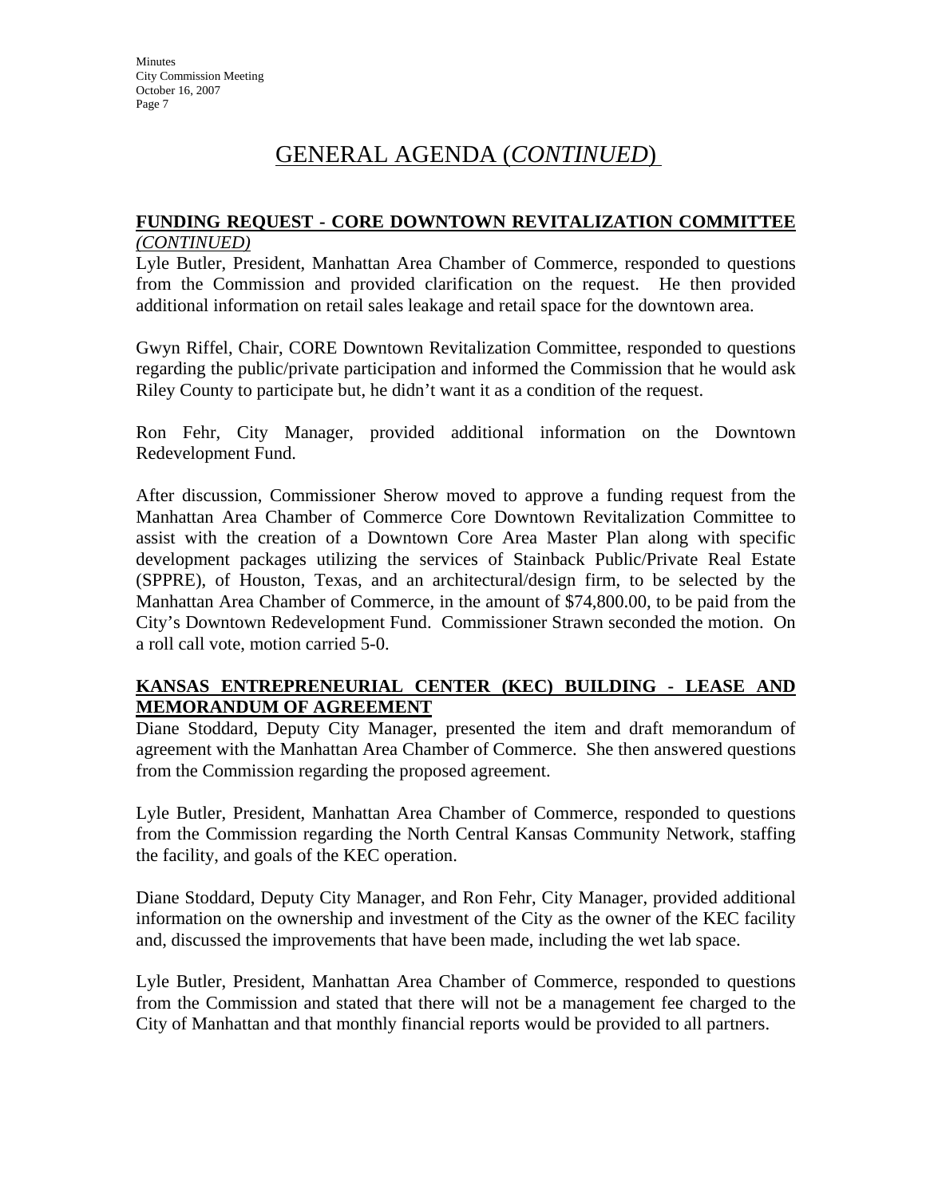# GENERAL AGENDA (*CONTINUED*)

## FUNDING REQUEST - CORE DOWNTOWN REVITALIZATION COMMITTEE *(CONTINUED)*

Lyle Butler, President, Manhattan Area Chamber of Commerce, responded to questions from the Commission and provided clarification on the request. He then provided additional information on retail sales leakage and retail space for the downtown area.

Gwyn Riffel, Chair, CORE Downtown Revitalization Committee, responded to questions regarding the public/private participation and informed the Commission that he would ask Riley County to participate but, he didn't want it as a condition of the request.

Ron Fehr, City Manager, provided additional information on the Downtown Redevelopment Fund.

After discussion, Commissioner Sherow moved to approve a funding request from the Manhattan Area Chamber of Commerce Core Downtown Revitalization Committee to assist with the creation of a Downtown Core Area Master Plan along with specific development packages utilizing the services of Stainback Public/Private Real Estate (SPPRE), of Houston, Texas, and an architectural/design firm, to be selected by the Manhattan Area Chamber of Commerce, in the amount of $74,800.00, to be paid from the City's Downtown Redevelopment Fund. Commissioner Strawn seconded the motion. On a roll call vote, motion carried 5-0.

## KANSAS ENTREPRENEURIAL CENTER (KEC) BUILDING - LEASE AND MEMORANDUM OF AGREEMENT

Diane Stoddard, Deputy City Manager, presented the item and draft memorandum of agreement with the Manhattan Area Chamber of Commerce. She then answered questions from the Commission regarding the proposed agreement.

Lyle Butler, President, Manhattan Area Chamber of Commerce, responded to questions from the Commission regarding the North Central Kansas Community Network, staffing the facility, and goals of the KEC operation.

Diane Stoddard, Deputy City Manager, and Ron Fehr, City Manager, provided additional information on the ownership and investment of the City as the owner of the KEC facility and, discussed the improvements that have been made, including the wet lab space.

Lyle Butler, President, Manhattan Area Chamber of Commerce, responded to questions from the Commission and stated that there will not be a management fee charged to the City of Manhattan and that monthly financial reports would be provided to all partners.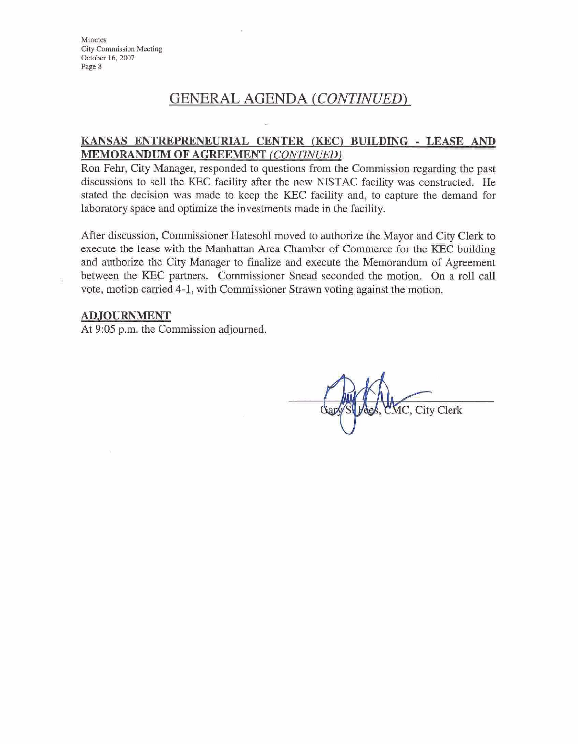## GENERAL AGENDA *(CONTINUED)*

**KANSAS ENTREPRENEURIAL CENTER (KEC) BUILDING - LEASE AND MEMORANDUM OF AGREEMENT *(CONTINUED)***

Ron Fehr, City Manager, responded to questions from the Commission regarding the past discussions to sell the KEC facility after the new NISTAC facility was constructed. He stated the decision was made to keep the KEC facility and, to capture the demand for laboratory space and optimize the investments made in the facility.

After discussion, Commissioner Hatesohl moved to authorize the Mayor and City Clerk to execute the lease with the Manhattan Area Chamber of Commerce for the KEC building and authorize the City Manager to finalize and execute the Memorandum of Agreement between the KEC partners. Commissioner Snead seconded the motion. On a roll call vote, motion carried 4-1, with Commissioner Strawn voting against the motion.

**ADJOURNMENT**

At 9:05 p.m. the Commission adjourned.

Gary S. Fees, CMC, City Clerk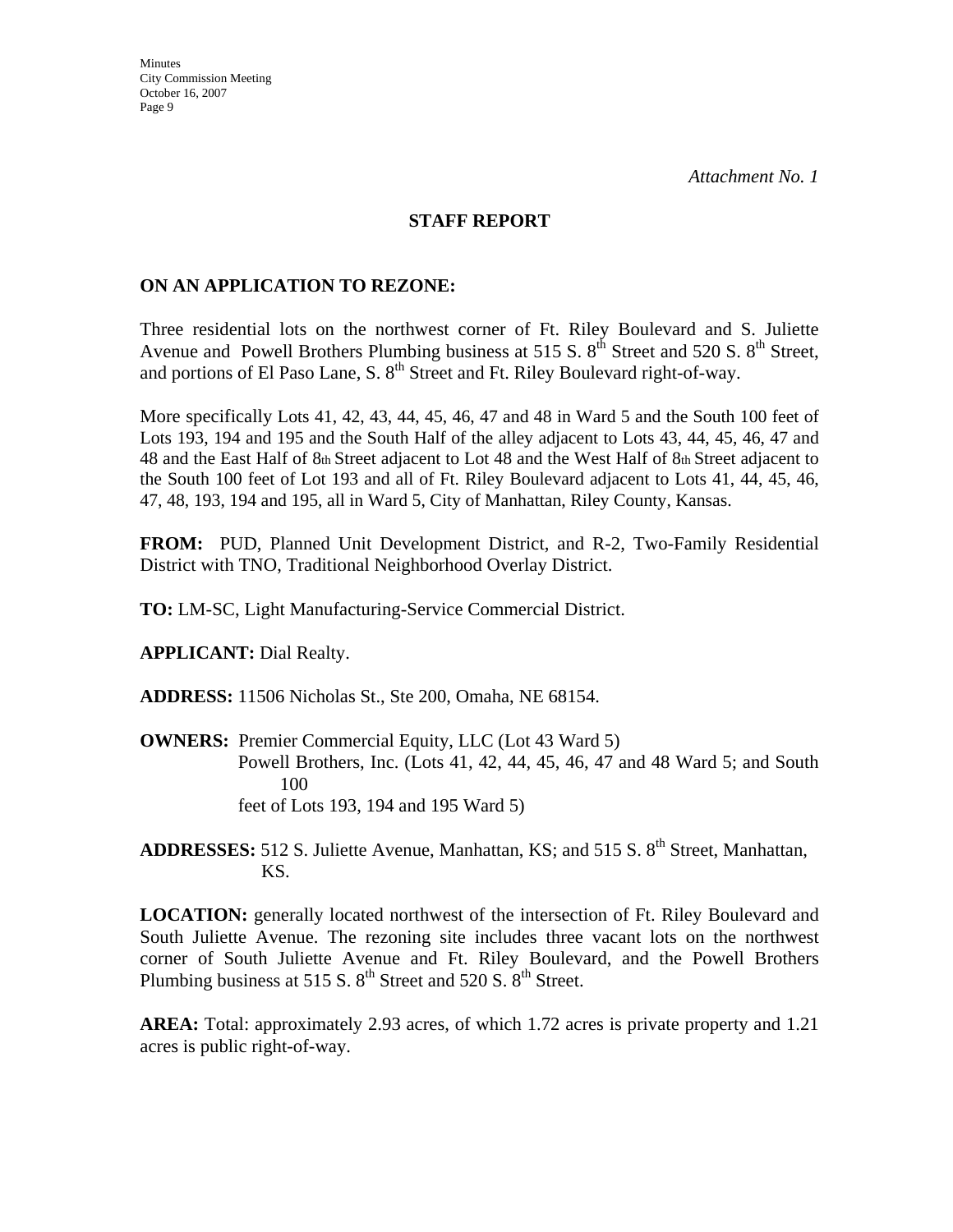*Attachment No. 1*

## STAFF REPORT

### ON AN APPLICATION TO REZONE:

Three residential lots on the northwest corner of Ft. Riley Boulevard and S. Juliette Avenue and Powell Brothers Plumbing business at 515 S. 8th Street and 520 S. 8th Street, and portions of El Paso Lane, S. 8th Street and Ft. Riley Boulevard right-of-way.

More specifically Lots 41, 42, 43, 44, 45, 46, 47 and 48 in Ward 5 and the South 100 feet of Lots 193, 194 and 195 and the South Half of the alley adjacent to Lots 43, 44, 45, 46, 47 and 48 and the East Half of 8th Street adjacent to Lot 48 and the West Half of 8th Street adjacent to the South 100 feet of Lot 193 and all of Ft. Riley Boulevard adjacent to Lots 41, 44, 45, 46, 47, 48, 193, 194 and 195, all in Ward 5, City of Manhattan, Riley County, Kansas.

**FROM:** PUD, Planned Unit Development District, and R-2, Two-Family Residential District with TNO, Traditional Neighborhood Overlay District.

**TO:** LM-SC, Light Manufacturing-Service Commercial District.

**APPLICANT:** Dial Realty.

**ADDRESS:** 11506 Nicholas St., Ste 200, Omaha, NE 68154.

**OWNERS:** Premier Commercial Equity, LLC (Lot 43 Ward 5)
Powell Brothers, Inc. (Lots 41, 42, 44, 45, 46, 47 and 48 Ward 5; and South 100 feet of Lots 193, 194 and 195 Ward 5)

**ADDRESSES:** 512 S. Juliette Avenue, Manhattan, KS; and 515 S. 8th Street, Manhattan, KS.

**LOCATION:** generally located northwest of the intersection of Ft. Riley Boulevard and South Juliette Avenue. The rezoning site includes three vacant lots on the northwest corner of South Juliette Avenue and Ft. Riley Boulevard, and the Powell Brothers Plumbing business at 515 S. 8th Street and 520 S. 8th Street.

**AREA:** Total: approximately 2.93 acres, of which 1.72 acres is private property and 1.21 acres is public right-of-way.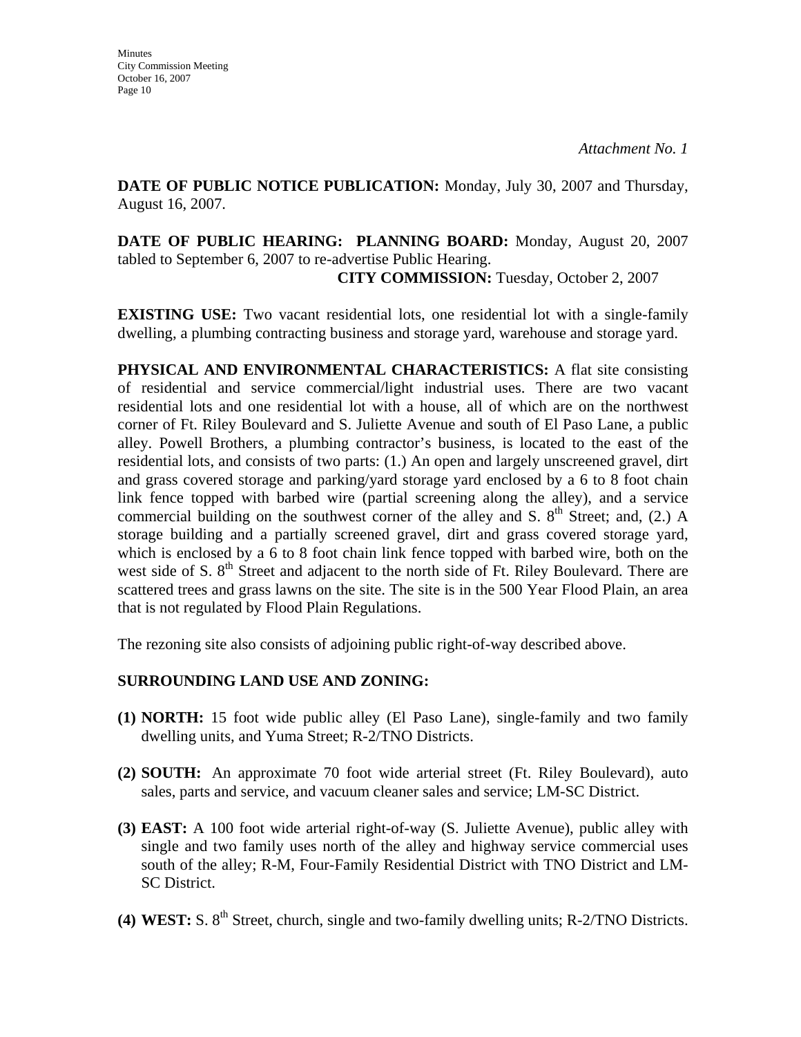*Attachment No. 1*

**DATE OF PUBLIC NOTICE PUBLICATION:** Monday, July 30, 2007 and Thursday, August 16, 2007.

**DATE OF PUBLIC HEARING: PLANNING BOARD:** Monday, August 20, 2007 tabled to September 6, 2007 to re-advertise Public Hearing.
**CITY COMMISSION:** Tuesday, October 2, 2007

**EXISTING USE:** Two vacant residential lots, one residential lot with a single-family dwelling, a plumbing contracting business and storage yard, warehouse and storage yard.

**PHYSICAL AND ENVIRONMENTAL CHARACTERISTICS:** A flat site consisting of residential and service commercial/light industrial uses. There are two vacant residential lots and one residential lot with a house, all of which are on the northwest corner of Ft. Riley Boulevard and S. Juliette Avenue and south of El Paso Lane, a public alley. Powell Brothers, a plumbing contractor's business, is located to the east of the residential lots, and consists of two parts: (1.) An open and largely unscreened gravel, dirt and grass covered storage and parking/yard storage yard enclosed by a 6 to 8 foot chain link fence topped with barbed wire (partial screening along the alley), and a service commercial building on the southwest corner of the alley and S. 8th Street; and, (2.) A storage building and a partially screened gravel, dirt and grass covered storage yard, which is enclosed by a 6 to 8 foot chain link fence topped with barbed wire, both on the west side of S. 8th Street and adjacent to the north side of Ft. Riley Boulevard. There are scattered trees and grass lawns on the site. The site is in the 500 Year Flood Plain, an area that is not regulated by Flood Plain Regulations.

The rezoning site also consists of adjoining public right-of-way described above.

**SURROUNDING LAND USE AND ZONING:**

**(1) NORTH:** 15 foot wide public alley (El Paso Lane), single-family and two family dwelling units, and Yuma Street; R-2/TNO Districts.

**(2) SOUTH:** An approximate 70 foot wide arterial street (Ft. Riley Boulevard), auto sales, parts and service, and vacuum cleaner sales and service; LM-SC District.

**(3) EAST:** A 100 foot wide arterial right-of-way (S. Juliette Avenue), public alley with single and two family uses north of the alley and highway service commercial uses south of the alley; R-M, Four-Family Residential District with TNO District and LM-SC District.

**(4) WEST:** S. 8th Street, church, single and two-family dwelling units; R-2/TNO Districts.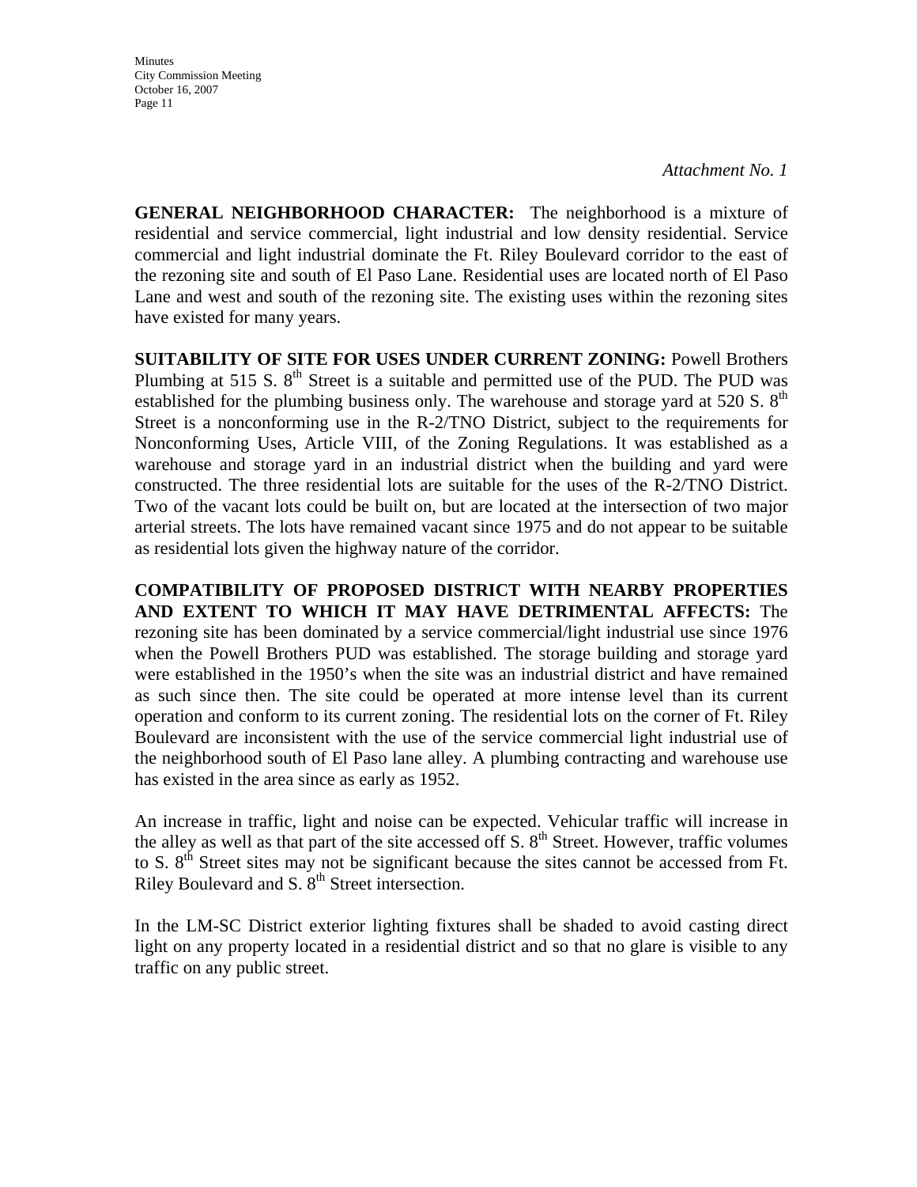*Attachment No. 1*

**GENERAL NEIGHBORHOOD CHARACTER:** The neighborhood is a mixture of residential and service commercial, light industrial and low density residential. Service commercial and light industrial dominate the Ft. Riley Boulevard corridor to the east of the rezoning site and south of El Paso Lane. Residential uses are located north of El Paso Lane and west and south of the rezoning site. The existing uses within the rezoning sites have existed for many years.

**SUITABILITY OF SITE FOR USES UNDER CURRENT ZONING:** Powell Brothers Plumbing at 515 S. 8th Street is a suitable and permitted use of the PUD. The PUD was established for the plumbing business only. The warehouse and storage yard at 520 S. 8th Street is a nonconforming use in the R-2/TNO District, subject to the requirements for Nonconforming Uses, Article VIII, of the Zoning Regulations. It was established as a warehouse and storage yard in an industrial district when the building and yard were constructed. The three residential lots are suitable for the uses of the R-2/TNO District. Two of the vacant lots could be built on, but are located at the intersection of two major arterial streets. The lots have remained vacant since 1975 and do not appear to be suitable as residential lots given the highway nature of the corridor.

**COMPATIBILITY OF PROPOSED DISTRICT WITH NEARBY PROPERTIES AND EXTENT TO WHICH IT MAY HAVE DETRIMENTAL AFFECTS:** The rezoning site has been dominated by a service commercial/light industrial use since 1976 when the Powell Brothers PUD was established. The storage building and storage yard were established in the 1950's when the site was an industrial district and have remained as such since then. The site could be operated at more intense level than its current operation and conform to its current zoning. The residential lots on the corner of Ft. Riley Boulevard are inconsistent with the use of the service commercial light industrial use of the neighborhood south of El Paso lane alley. A plumbing contracting and warehouse use has existed in the area since as early as 1952.

An increase in traffic, light and noise can be expected. Vehicular traffic will increase in the alley as well as that part of the site accessed off S. 8th Street. However, traffic volumes to S. 8th Street sites may not be significant because the sites cannot be accessed from Ft. Riley Boulevard and S. 8th Street intersection.

In the LM-SC District exterior lighting fixtures shall be shaded to avoid casting direct light on any property located in a residential district and so that no glare is visible to any traffic on any public street.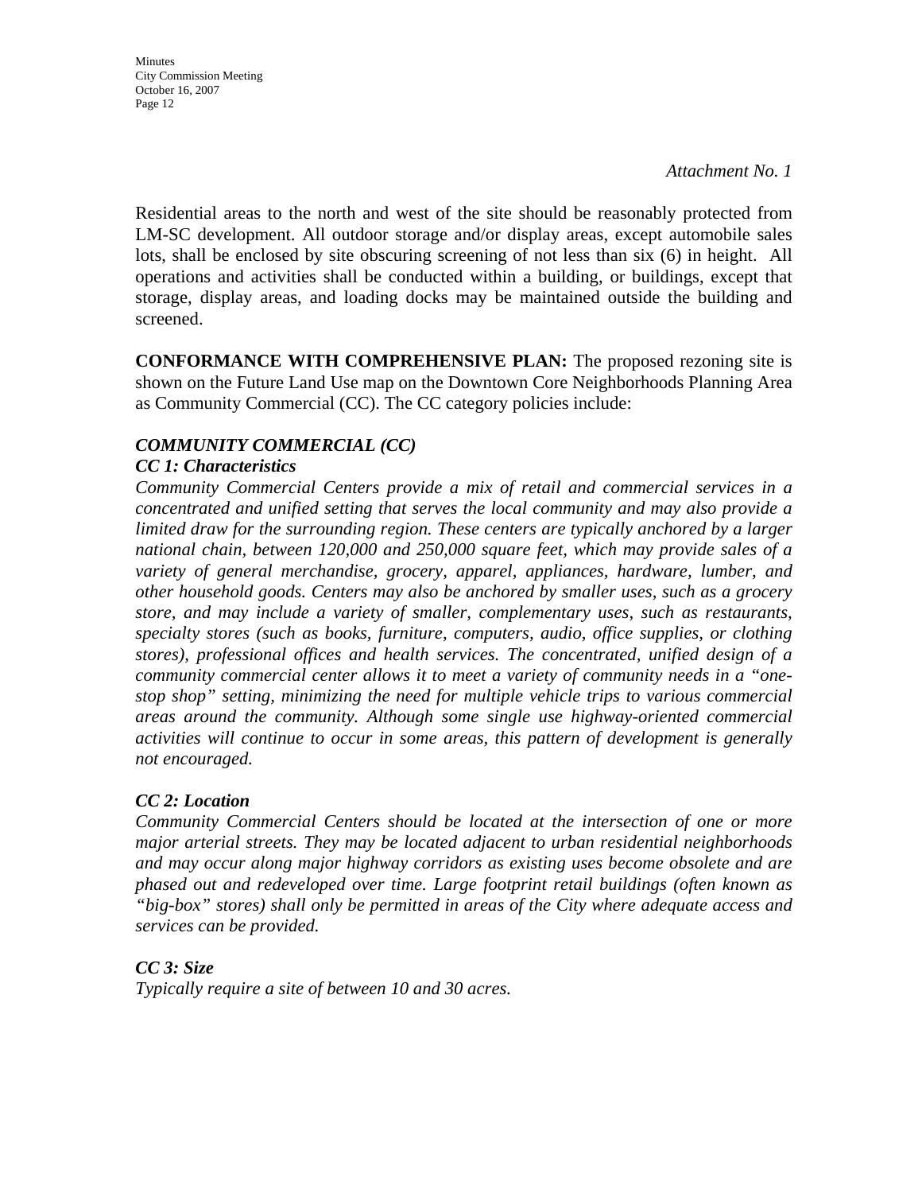*Attachment No. 1*

Residential areas to the north and west of the site should be reasonably protected from LM-SC development. All outdoor storage and/or display areas, except automobile sales lots, shall be enclosed by site obscuring screening of not less than six (6) in height. All operations and activities shall be conducted within a building, or buildings, except that storage, display areas, and loading docks may be maintained outside the building and screened.

**CONFORMANCE WITH COMPREHENSIVE PLAN:** The proposed rezoning site is shown on the Future Land Use map on the Downtown Core Neighborhoods Planning Area as Community Commercial (CC). The CC category policies include:

***COMMUNITY COMMERCIAL (CC)***

***CC 1: Characteristics***

*Community Commercial Centers provide a mix of retail and commercial services in a concentrated and unified setting that serves the local community and may also provide a limited draw for the surrounding region. These centers are typically anchored by a larger national chain, between 120,000 and 250,000 square feet, which may provide sales of a variety of general merchandise, grocery, apparel, appliances, hardware, lumber, and other household goods. Centers may also be anchored by smaller uses, such as a grocery store, and may include a variety of smaller, complementary uses, such as restaurants, specialty stores (such as books, furniture, computers, audio, office supplies, or clothing stores), professional offices and health services. The concentrated, unified design of a community commercial center allows it to meet a variety of community needs in a "one-stop shop" setting, minimizing the need for multiple vehicle trips to various commercial areas around the community. Although some single use highway-oriented commercial activities will continue to occur in some areas, this pattern of development is generally not encouraged.*

***CC 2: Location***

*Community Commercial Centers should be located at the intersection of one or more major arterial streets. They may be located adjacent to urban residential neighborhoods and may occur along major highway corridors as existing uses become obsolete and are phased out and redeveloped over time. Large footprint retail buildings (often known as "big-box" stores) shall only be permitted in areas of the City where adequate access and services can be provided.*

***CC 3: Size***

*Typically require a site of between 10 and 30 acres.*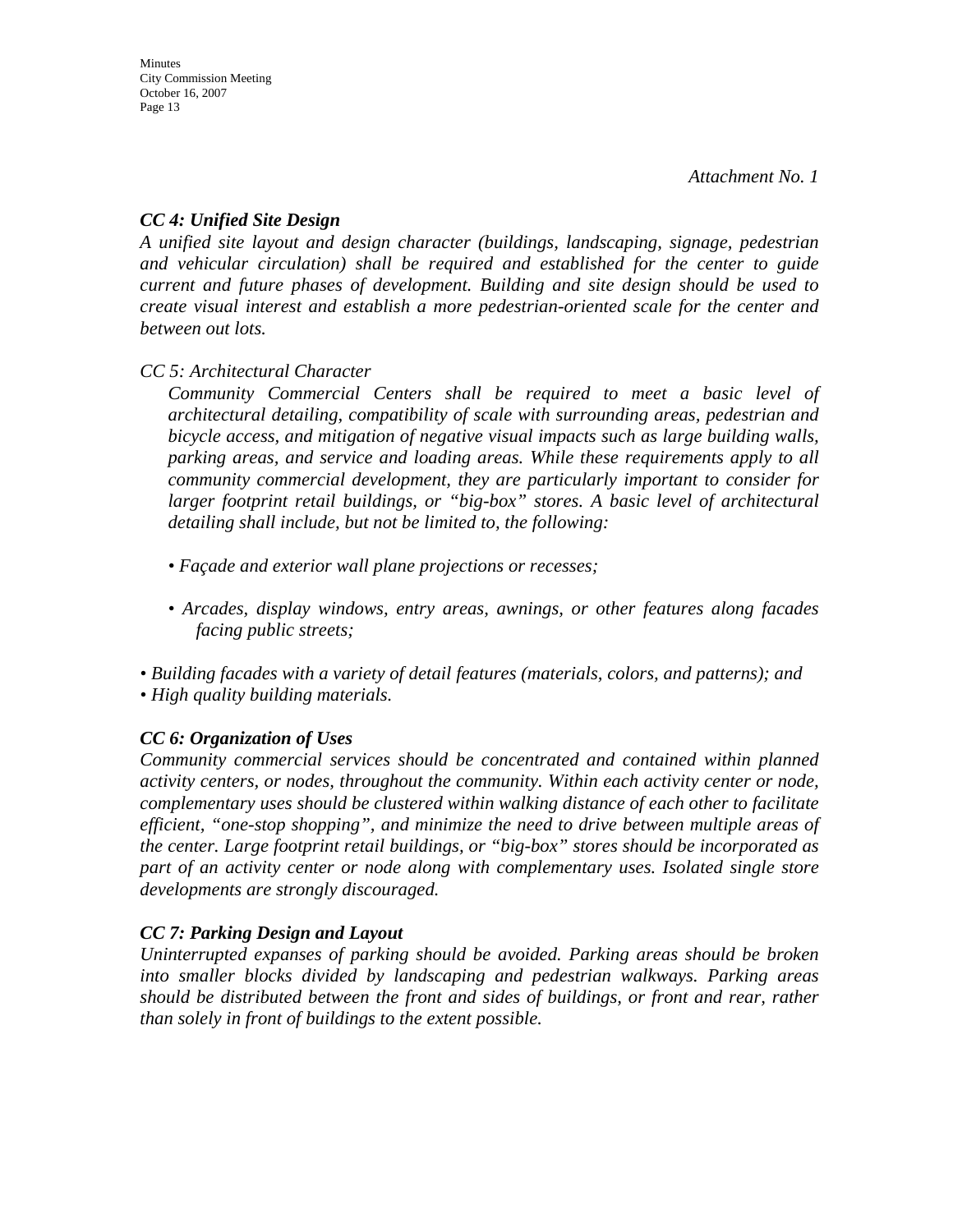*Attachment No. 1*

***CC 4: Unified Site Design***

*A unified site layout and design character (buildings, landscaping, signage, pedestrian and vehicular circulation) shall be required and established for the center to guide current and future phases of development. Building and site design should be used to create visual interest and establish a more pedestrian-oriented scale for the center and between out lots.*

*CC 5: Architectural Character*

*Community Commercial Centers shall be required to meet a basic level of architectural detailing, compatibility of scale with surrounding areas, pedestrian and bicycle access, and mitigation of negative visual impacts such as large building walls, parking areas, and service and loading areas. While these requirements apply to all community commercial development, they are particularly important to consider for larger footprint retail buildings, or "big-box" stores. A basic level of architectural detailing shall include, but not be limited to, the following:*

- *Façade and exterior wall plane projections or recesses;*
- *Arcades, display windows, entry areas, awnings, or other features along facades facing public streets;*
- *Building facades with a variety of detail features (materials, colors, and patterns); and*
- *High quality building materials.*

***CC 6: Organization of Uses***

*Community commercial services should be concentrated and contained within planned activity centers, or nodes, throughout the community. Within each activity center or node, complementary uses should be clustered within walking distance of each other to facilitate efficient, "one-stop shopping", and minimize the need to drive between multiple areas of the center. Large footprint retail buildings, or "big-box" stores should be incorporated as part of an activity center or node along with complementary uses. Isolated single store developments are strongly discouraged.*

***CC 7: Parking Design and Layout***

*Uninterrupted expanses of parking should be avoided. Parking areas should be broken into smaller blocks divided by landscaping and pedestrian walkways. Parking areas should be distributed between the front and sides of buildings, or front and rear, rather than solely in front of buildings to the extent possible.*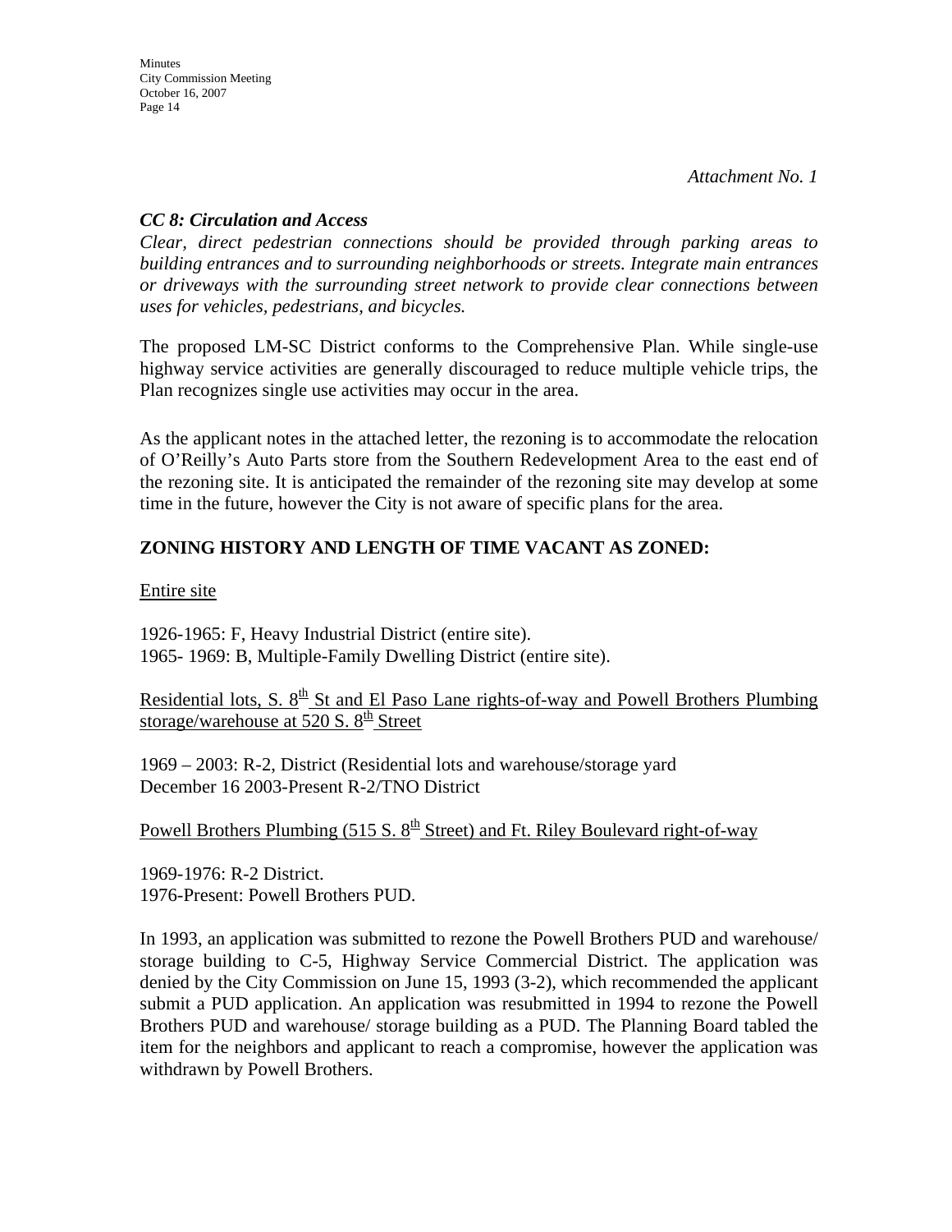*Attachment No. 1*

***CC 8: Circulation and Access***

*Clear, direct pedestrian connections should be provided through parking areas to building entrances and to surrounding neighborhoods or streets. Integrate main entrances or driveways with the surrounding street network to provide clear connections between uses for vehicles, pedestrians, and bicycles.*

The proposed LM-SC District conforms to the Comprehensive Plan. While single-use highway service activities are generally discouraged to reduce multiple vehicle trips, the Plan recognizes single use activities may occur in the area.

As the applicant notes in the attached letter, the rezoning is to accommodate the relocation of O'Reilly's Auto Parts store from the Southern Redevelopment Area to the east end of the rezoning site. It is anticipated the remainder of the rezoning site may develop at some time in the future, however the City is not aware of specific plans for the area.

**ZONING HISTORY AND LENGTH OF TIME VACANT AS ZONED:**

<u>Entire site</u>

1926-1965: F, Heavy Industrial District (entire site).
1965- 1969: B, Multiple-Family Dwelling District (entire site).

<u>Residential lots, S. 8th St and El Paso Lane rights-of-way and Powell Brothers Plumbing storage/warehouse at 520 S. 8th Street</u>

1969 – 2003: R-2, District (Residential lots and warehouse/storage yard
December 16 2003-Present R-2/TNO District

<u>Powell Brothers Plumbing (515 S. 8th Street) and Ft. Riley Boulevard right-of-way</u>

1969-1976: R-2 District.
1976-Present: Powell Brothers PUD.

In 1993, an application was submitted to rezone the Powell Brothers PUD and warehouse/ storage building to C-5, Highway Service Commercial District. The application was denied by the City Commission on June 15, 1993 (3-2), which recommended the applicant submit a PUD application. An application was resubmitted in 1994 to rezone the Powell Brothers PUD and warehouse/ storage building as a PUD. The Planning Board tabled the item for the neighbors and applicant to reach a compromise, however the application was withdrawn by Powell Brothers.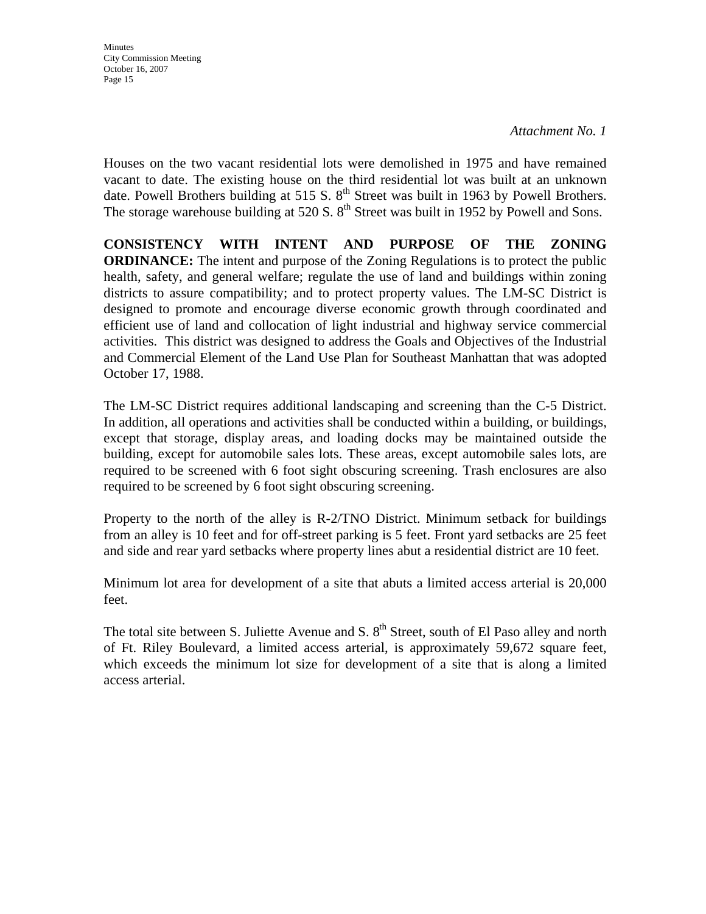*Attachment No. 1*

Houses on the two vacant residential lots were demolished in 1975 and have remained vacant to date. The existing house on the third residential lot was built at an unknown date. Powell Brothers building at 515 S. 8th Street was built in 1963 by Powell Brothers. The storage warehouse building at 520 S. 8th Street was built in 1952 by Powell and Sons.

**CONSISTENCY WITH INTENT AND PURPOSE OF THE ZONING ORDINANCE:** The intent and purpose of the Zoning Regulations is to protect the public health, safety, and general welfare; regulate the use of land and buildings within zoning districts to assure compatibility; and to protect property values. The LM-SC District is designed to promote and encourage diverse economic growth through coordinated and efficient use of land and collocation of light industrial and highway service commercial activities. This district was designed to address the Goals and Objectives of the Industrial and Commercial Element of the Land Use Plan for Southeast Manhattan that was adopted October 17, 1988.

The LM-SC District requires additional landscaping and screening than the C-5 District. In addition, all operations and activities shall be conducted within a building, or buildings, except that storage, display areas, and loading docks may be maintained outside the building, except for automobile sales lots. These areas, except automobile sales lots, are required to be screened with 6 foot sight obscuring screening. Trash enclosures are also required to be screened by 6 foot sight obscuring screening.

Property to the north of the alley is R-2/TNO District. Minimum setback for buildings from an alley is 10 feet and for off-street parking is 5 feet. Front yard setbacks are 25 feet and side and rear yard setbacks where property lines abut a residential district are 10 feet.

Minimum lot area for development of a site that abuts a limited access arterial is 20,000 feet.

The total site between S. Juliette Avenue and S. 8th Street, south of El Paso alley and north of Ft. Riley Boulevard, a limited access arterial, is approximately 59,672 square feet, which exceeds the minimum lot size for development of a site that is along a limited access arterial.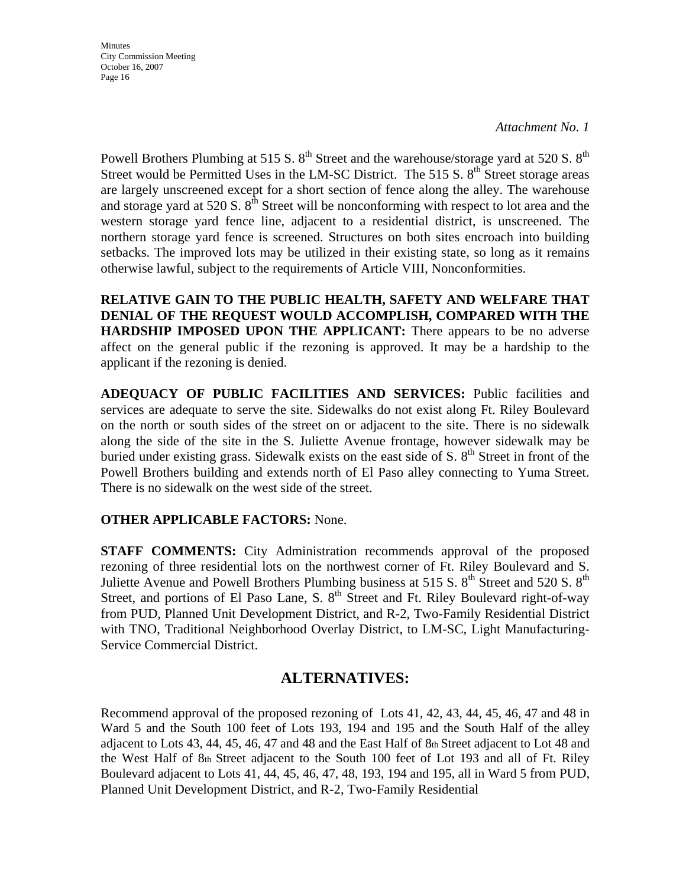*Attachment No. 1*

Powell Brothers Plumbing at 515 S. 8th Street and the warehouse/storage yard at 520 S. 8th Street would be Permitted Uses in the LM-SC District. The 515 S. 8th Street storage areas are largely unscreened except for a short section of fence along the alley. The warehouse and storage yard at 520 S. 8th Street will be nonconforming with respect to lot area and the western storage yard fence line, adjacent to a residential district, is unscreened. The northern storage yard fence is screened. Structures on both sites encroach into building setbacks. The improved lots may be utilized in their existing state, so long as it remains otherwise lawful, subject to the requirements of Article VIII, Nonconformities.

**RELATIVE GAIN TO THE PUBLIC HEALTH, SAFETY AND WELFARE THAT DENIAL OF THE REQUEST WOULD ACCOMPLISH, COMPARED WITH THE HARDSHIP IMPOSED UPON THE APPLICANT:** There appears to be no adverse affect on the general public if the rezoning is approved. It may be a hardship to the applicant if the rezoning is denied.

**ADEQUACY OF PUBLIC FACILITIES AND SERVICES:** Public facilities and services are adequate to serve the site. Sidewalks do not exist along Ft. Riley Boulevard on the north or south sides of the street on or adjacent to the site. There is no sidewalk along the side of the site in the S. Juliette Avenue frontage, however sidewalk may be buried under existing grass. Sidewalk exists on the east side of S. 8th Street in front of the Powell Brothers building and extends north of El Paso alley connecting to Yuma Street. There is no sidewalk on the west side of the street.

**OTHER APPLICABLE FACTORS:** None.

**STAFF COMMENTS:** City Administration recommends approval of the proposed rezoning of three residential lots on the northwest corner of Ft. Riley Boulevard and S. Juliette Avenue and Powell Brothers Plumbing business at 515 S. 8th Street and 520 S. 8th Street, and portions of El Paso Lane, S. 8th Street and Ft. Riley Boulevard right-of-way from PUD, Planned Unit Development District, and R-2, Two-Family Residential District with TNO, Traditional Neighborhood Overlay District, to LM-SC, Light Manufacturing-Service Commercial District.

## ALTERNATIVES:

Recommend approval of the proposed rezoning of Lots 41, 42, 43, 44, 45, 46, 47 and 48 in Ward 5 and the South 100 feet of Lots 193, 194 and 195 and the South Half of the alley adjacent to Lots 43, 44, 45, 46, 47 and 48 and the East Half of 8th Street adjacent to Lot 48 and the West Half of 8th Street adjacent to the South 100 feet of Lot 193 and all of Ft. Riley Boulevard adjacent to Lots 41, 44, 45, 46, 47, 48, 193, 194 and 195, all in Ward 5 from PUD, Planned Unit Development District, and R-2, Two-Family Residential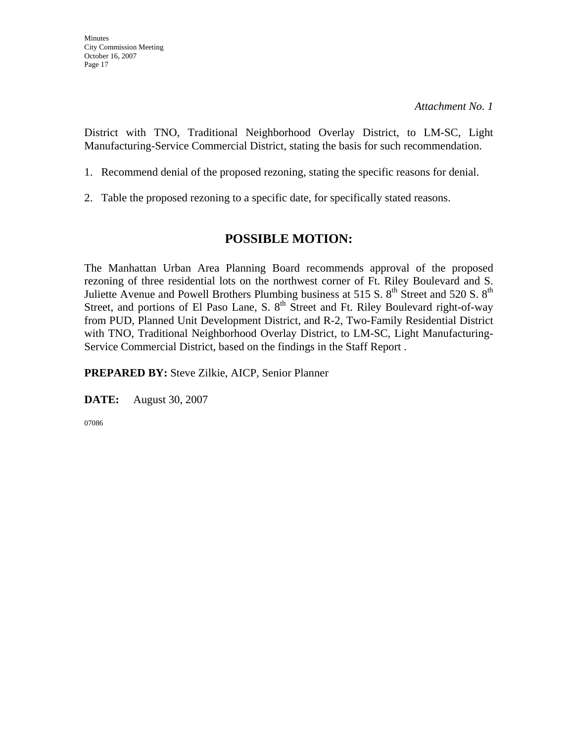*Attachment No. 1*

District with TNO, Traditional Neighborhood Overlay District, to LM-SC, Light Manufacturing-Service Commercial District, stating the basis for such recommendation.

1. Recommend denial of the proposed rezoning, stating the specific reasons for denial.

2. Table the proposed rezoning to a specific date, for specifically stated reasons.

## POSSIBLE MOTION:

The Manhattan Urban Area Planning Board recommends approval of the proposed rezoning of three residential lots on the northwest corner of Ft. Riley Boulevard and S. Juliette Avenue and Powell Brothers Plumbing business at 515 S. 8th Street and 520 S. 8th Street, and portions of El Paso Lane, S. 8th Street and Ft. Riley Boulevard right-of-way from PUD, Planned Unit Development District, and R-2, Two-Family Residential District with TNO, Traditional Neighborhood Overlay District, to LM-SC, Light Manufacturing-Service Commercial District, based on the findings in the Staff Report .

**PREPARED BY:** Steve Zilkie, AICP, Senior Planner

**DATE:** August 30, 2007

07086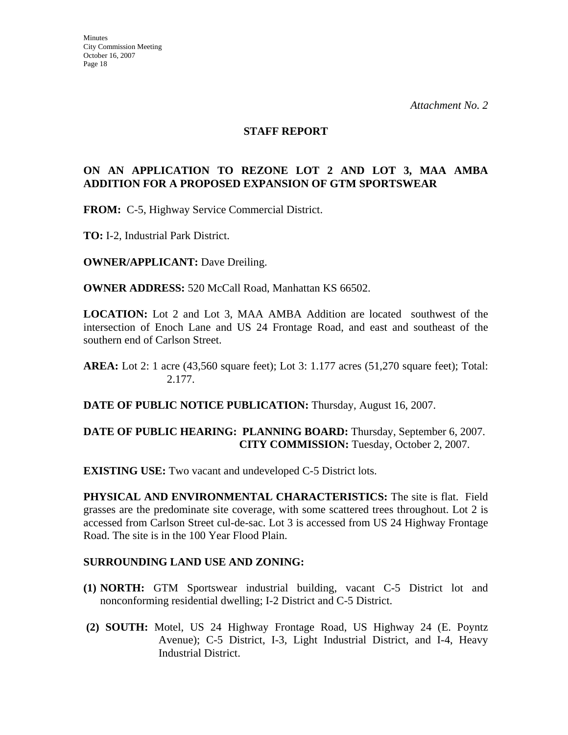*Attachment No. 2*

## STAFF REPORT

### ON AN APPLICATION TO REZONE LOT 2 AND LOT 3, MAA AMBA ADDITION FOR A PROPOSED EXPANSION OF GTM SPORTSWEAR

**FROM:** C-5, Highway Service Commercial District.

**TO:** I-2, Industrial Park District.

**OWNER/APPLICANT:** Dave Dreiling.

**OWNER ADDRESS:** 520 McCall Road, Manhattan KS 66502.

**LOCATION:** Lot 2 and Lot 3, MAA AMBA Addition are located southwest of the intersection of Enoch Lane and US 24 Frontage Road, and east and southeast of the southern end of Carlson Street.

**AREA:** Lot 2: 1 acre (43,560 square feet); Lot 3: 1.177 acres (51,270 square feet); Total: 2.177.

**DATE OF PUBLIC NOTICE PUBLICATION:** Thursday, August 16, 2007.

**DATE OF PUBLIC HEARING: PLANNING BOARD:** Thursday, September 6, 2007.
**CITY COMMISSION:** Tuesday, October 2, 2007.

**EXISTING USE:** Two vacant and undeveloped C-5 District lots.

**PHYSICAL AND ENVIRONMENTAL CHARACTERISTICS:** The site is flat. Field grasses are the predominate site coverage, with some scattered trees throughout. Lot 2 is accessed from Carlson Street cul-de-sac. Lot 3 is accessed from US 24 Highway Frontage Road. The site is in the 100 Year Flood Plain.

**SURROUNDING LAND USE AND ZONING:**

**(1) NORTH:** GTM Sportswear industrial building, vacant C-5 District lot and nonconforming residential dwelling; I-2 District and C-5 District.

**(2) SOUTH:** Motel, US 24 Highway Frontage Road, US Highway 24 (E. Poyntz Avenue); C-5 District, I-3, Light Industrial District, and I-4, Heavy Industrial District.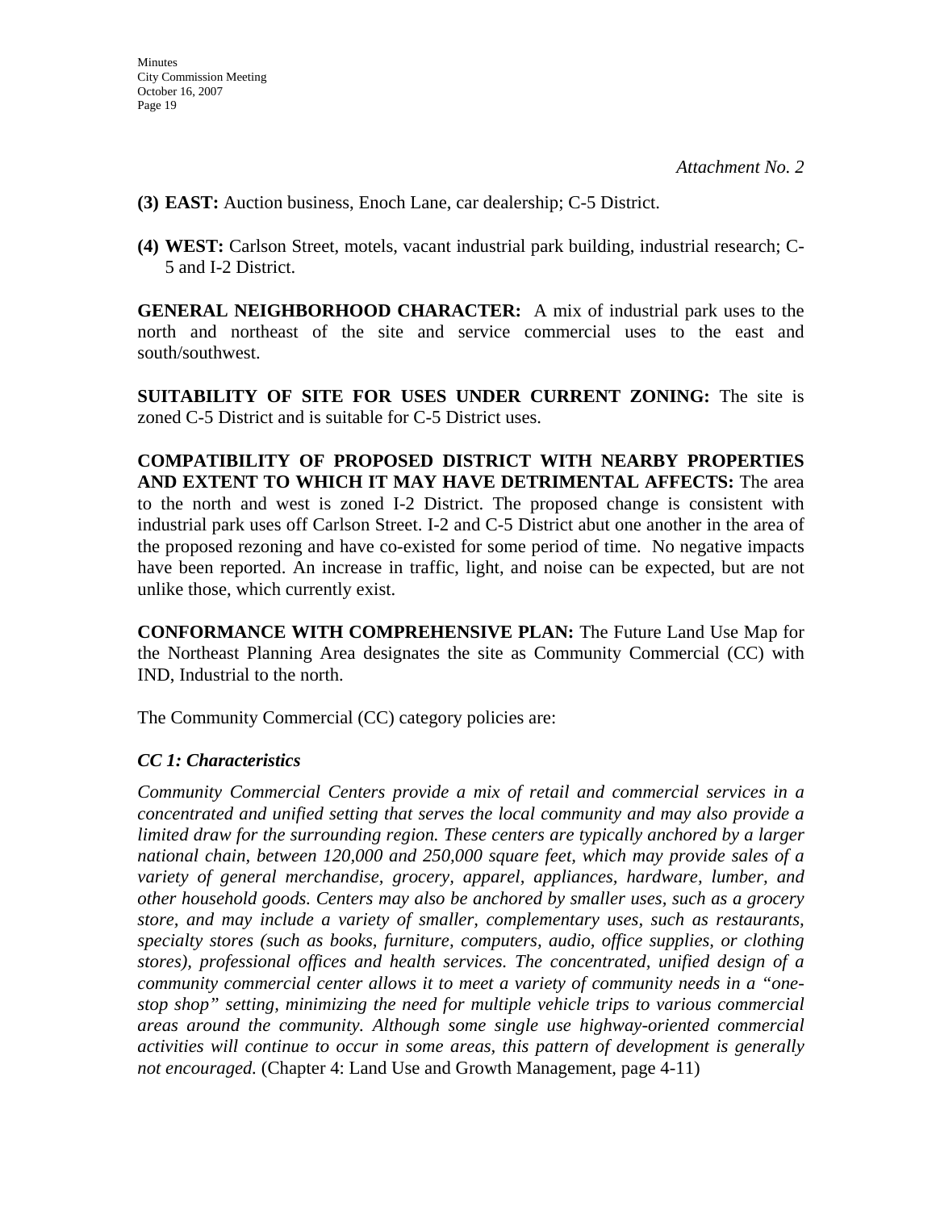*Attachment No. 2*

**(3) EAST:** Auction business, Enoch Lane, car dealership; C-5 District.

**(4) WEST:** Carlson Street, motels, vacant industrial park building, industrial research; C-5 and I-2 District.

**GENERAL NEIGHBORHOOD CHARACTER:** A mix of industrial park uses to the north and northeast of the site and service commercial uses to the east and south/southwest.

**SUITABILITY OF SITE FOR USES UNDER CURRENT ZONING:** The site is zoned C-5 District and is suitable for C-5 District uses.

**COMPATIBILITY OF PROPOSED DISTRICT WITH NEARBY PROPERTIES AND EXTENT TO WHICH IT MAY HAVE DETRIMENTAL AFFECTS:** The area to the north and west is zoned I-2 District. The proposed change is consistent with industrial park uses off Carlson Street. I-2 and C-5 District abut one another in the area of the proposed rezoning and have co-existed for some period of time. No negative impacts have been reported. An increase in traffic, light, and noise can be expected, but are not unlike those, which currently exist.

**CONFORMANCE WITH COMPREHENSIVE PLAN:** The Future Land Use Map for the Northeast Planning Area designates the site as Community Commercial (CC) with IND, Industrial to the north.

The Community Commercial (CC) category policies are:

***CC 1: Characteristics***

*Community Commercial Centers provide a mix of retail and commercial services in a concentrated and unified setting that serves the local community and may also provide a limited draw for the surrounding region. These centers are typically anchored by a larger national chain, between 120,000 and 250,000 square feet, which may provide sales of a variety of general merchandise, grocery, apparel, appliances, hardware, lumber, and other household goods. Centers may also be anchored by smaller uses, such as a grocery store, and may include a variety of smaller, complementary uses, such as restaurants, specialty stores (such as books, furniture, computers, audio, office supplies, or clothing stores), professional offices and health services. The concentrated, unified design of a community commercial center allows it to meet a variety of community needs in a "one-stop shop" setting, minimizing the need for multiple vehicle trips to various commercial areas around the community. Although some single use highway-oriented commercial activities will continue to occur in some areas, this pattern of development is generally not encouraged.* (Chapter 4: Land Use and Growth Management, page 4-11)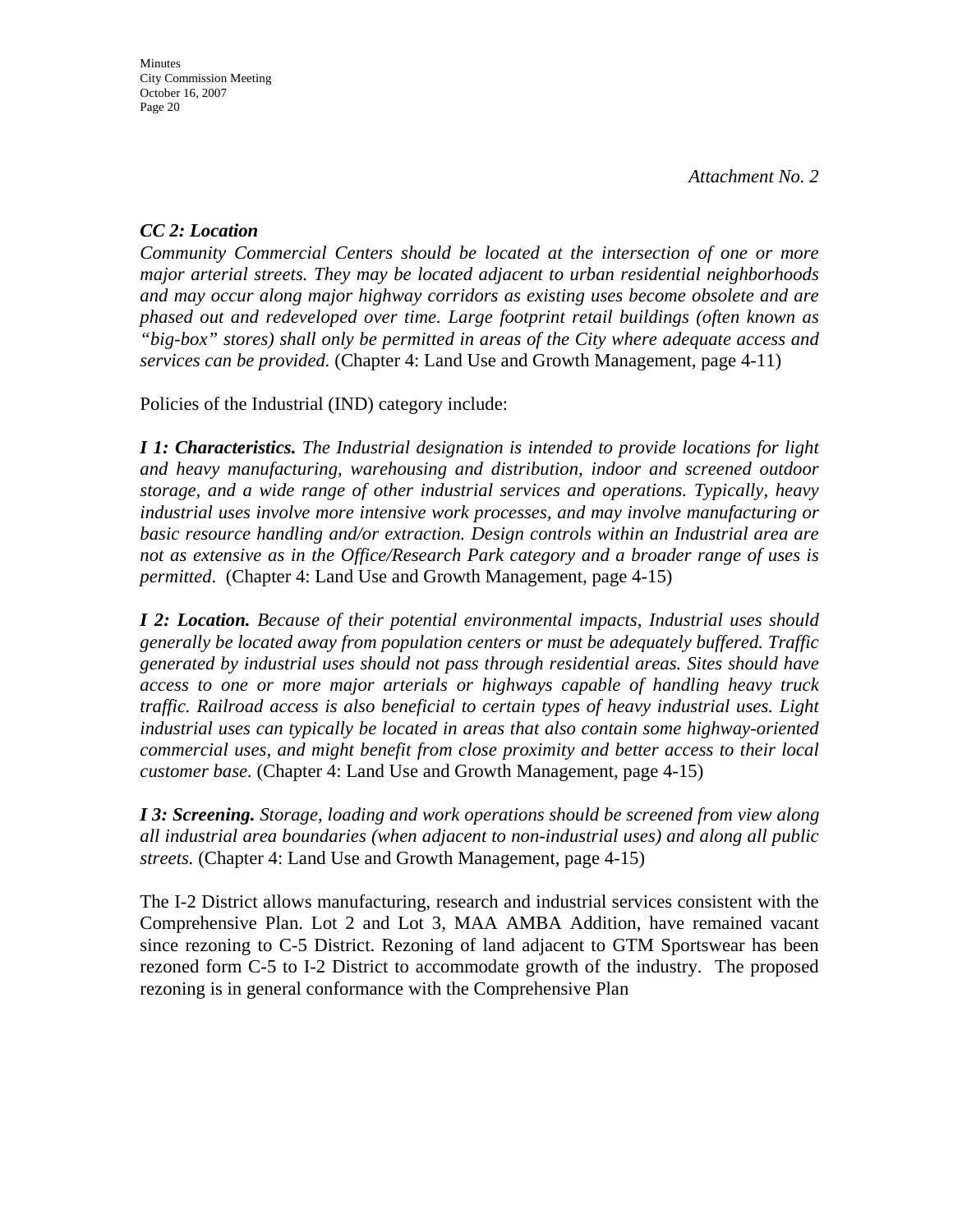*Attachment No. 2*

***CC 2: Location***

*Community Commercial Centers should be located at the intersection of one or more major arterial streets. They may be located adjacent to urban residential neighborhoods and may occur along major highway corridors as existing uses become obsolete and are phased out and redeveloped over time. Large footprint retail buildings (often known as "big-box" stores) shall only be permitted in areas of the City where adequate access and services can be provided.* (Chapter 4: Land Use and Growth Management, page 4-11)

Policies of the Industrial (IND) category include:

***I 1: Characteristics.*** *The Industrial designation is intended to provide locations for light and heavy manufacturing, warehousing and distribution, indoor and screened outdoor storage, and a wide range of other industrial services and operations. Typically, heavy industrial uses involve more intensive work processes, and may involve manufacturing or basic resource handling and/or extraction. Design controls within an Industrial area are not as extensive as in the Office/Research Park category and a broader range of uses is permitted*. (Chapter 4: Land Use and Growth Management, page 4-15)

***I 2: Location.*** *Because of their potential environmental impacts, Industrial uses should generally be located away from population centers or must be adequately buffered. Traffic generated by industrial uses should not pass through residential areas. Sites should have access to one or more major arterials or highways capable of handling heavy truck traffic. Railroad access is also beneficial to certain types of heavy industrial uses. Light industrial uses can typically be located in areas that also contain some highway-oriented commercial uses, and might benefit from close proximity and better access to their local customer base.* (Chapter 4: Land Use and Growth Management, page 4-15)

***I 3: Screening.*** *Storage, loading and work operations should be screened from view along all industrial area boundaries (when adjacent to non-industrial uses) and along all public streets.* (Chapter 4: Land Use and Growth Management, page 4-15)

The I-2 District allows manufacturing, research and industrial services consistent with the Comprehensive Plan. Lot 2 and Lot 3, MAA AMBA Addition, have remained vacant since rezoning to C-5 District. Rezoning of land adjacent to GTM Sportswear has been rezoned form C-5 to I-2 District to accommodate growth of the industry. The proposed rezoning is in general conformance with the Comprehensive Plan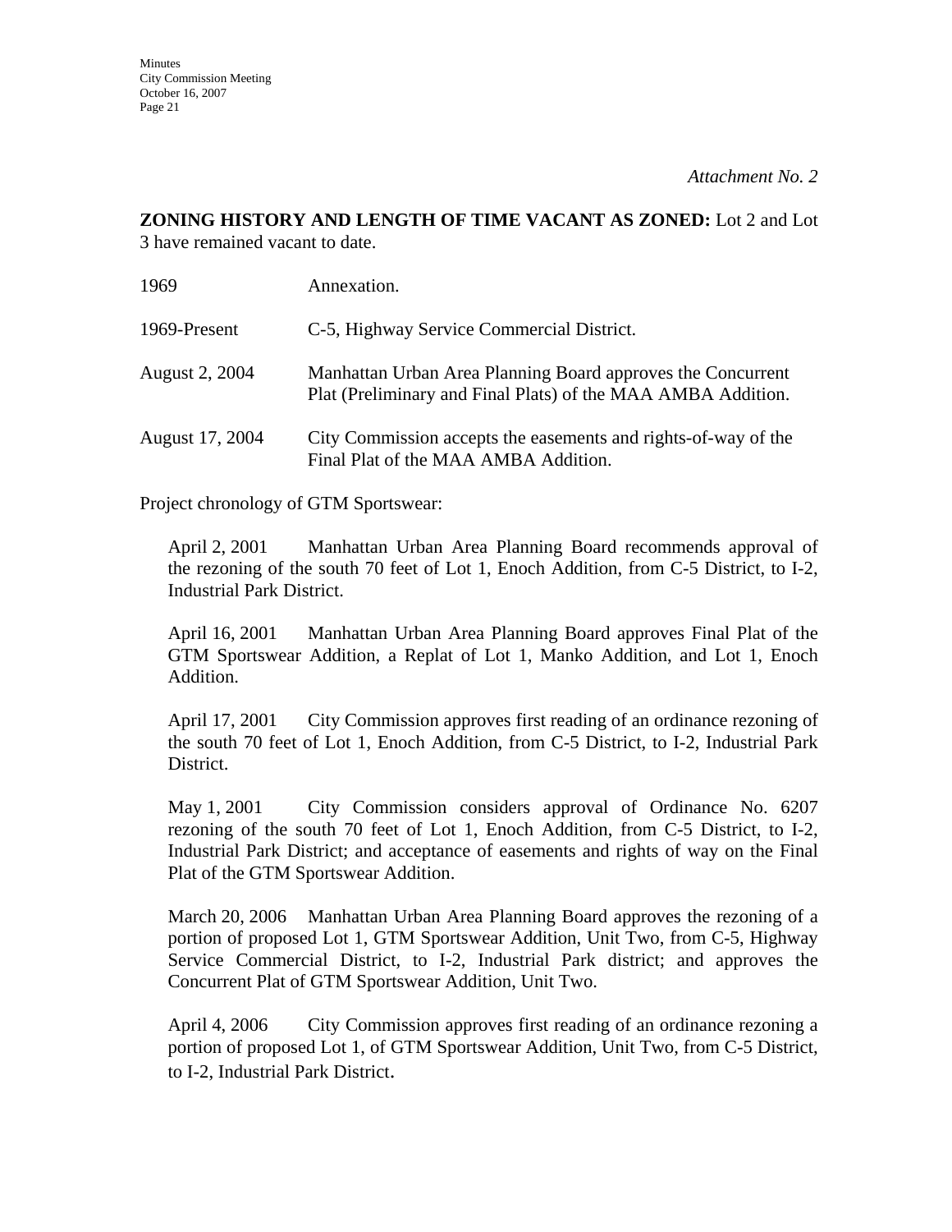*Attachment No. 2*

**ZONING HISTORY AND LENGTH OF TIME VACANT AS ZONED:** Lot 2 and Lot 3 have remained vacant to date.

| | |
|---|---|
| 1969 | Annexation. |
| 1969-Present | C-5, Highway Service Commercial District. |
| August 2, 2004 | Manhattan Urban Area Planning Board approves the Concurrent Plat (Preliminary and Final Plats) of the MAA AMBA Addition. |
| August 17, 2004 | City Commission accepts the easements and rights-of-way of the Final Plat of the MAA AMBA Addition. |

Project chronology of GTM Sportswear:

April 2, 2001 Manhattan Urban Area Planning Board recommends approval of the rezoning of the south 70 feet of Lot 1, Enoch Addition, from C-5 District, to I-2, Industrial Park District.

April 16, 2001 Manhattan Urban Area Planning Board approves Final Plat of the GTM Sportswear Addition, a Replat of Lot 1, Manko Addition, and Lot 1, Enoch Addition.

April 17, 2001 City Commission approves first reading of an ordinance rezoning of the south 70 feet of Lot 1, Enoch Addition, from C-5 District, to I-2, Industrial Park District.

May 1, 2001 City Commission considers approval of Ordinance No. 6207 rezoning of the south 70 feet of Lot 1, Enoch Addition, from C-5 District, to I-2, Industrial Park District; and acceptance of easements and rights of way on the Final Plat of the GTM Sportswear Addition.

March 20, 2006 Manhattan Urban Area Planning Board approves the rezoning of a portion of proposed Lot 1, GTM Sportswear Addition, Unit Two, from C-5, Highway Service Commercial District, to I-2, Industrial Park district; and approves the Concurrent Plat of GTM Sportswear Addition, Unit Two.

April 4, 2006 City Commission approves first reading of an ordinance rezoning a portion of proposed Lot 1, of GTM Sportswear Addition, Unit Two, from C-5 District, to I-2, Industrial Park District.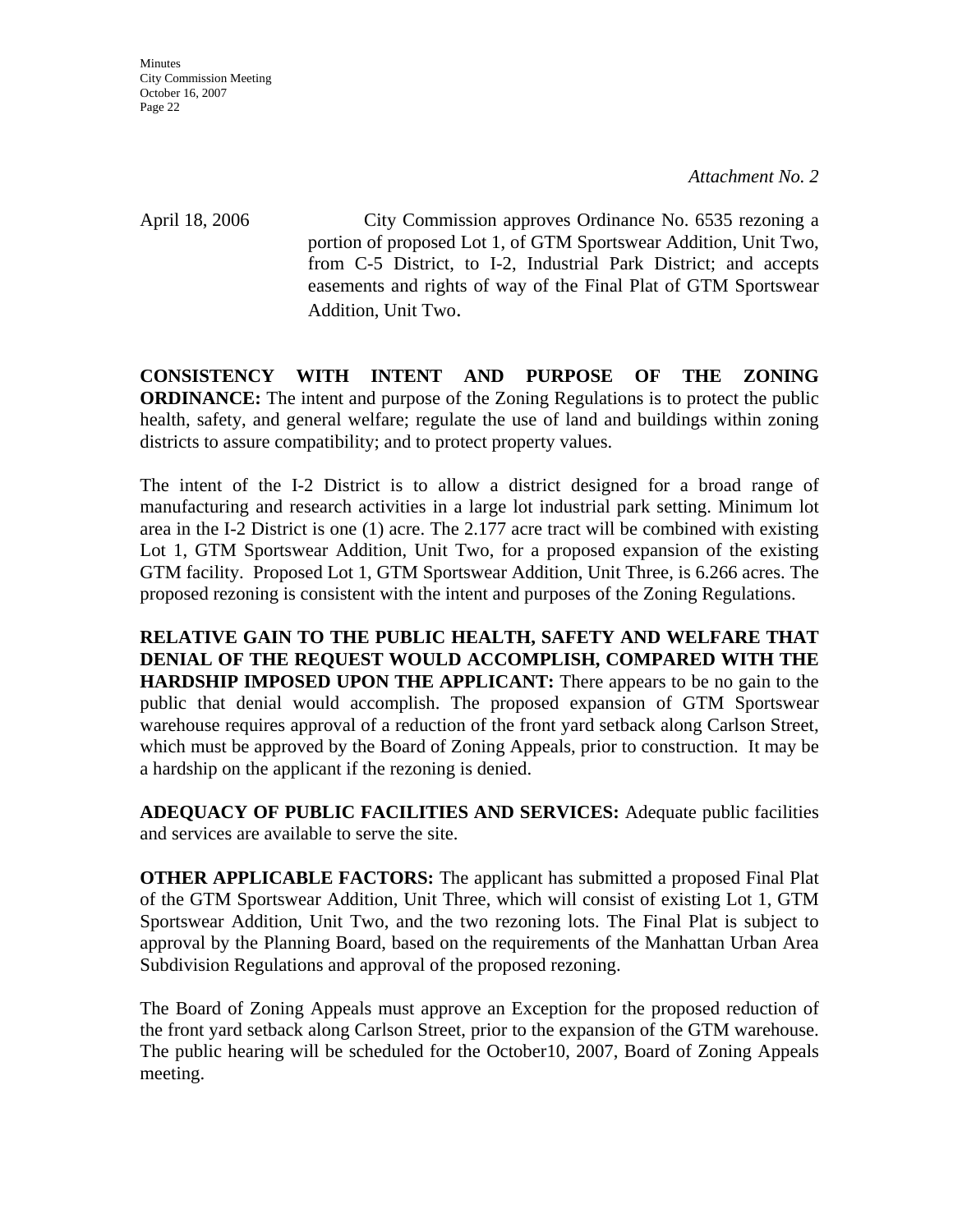*Attachment No. 2*

April 18, 2006 City Commission approves Ordinance No. 6535 rezoning a portion of proposed Lot 1, of GTM Sportswear Addition, Unit Two, from C-5 District, to I-2, Industrial Park District; and accepts easements and rights of way of the Final Plat of GTM Sportswear Addition, Unit Two.

**CONSISTENCY WITH INTENT AND PURPOSE OF THE ZONING ORDINANCE:** The intent and purpose of the Zoning Regulations is to protect the public health, safety, and general welfare; regulate the use of land and buildings within zoning districts to assure compatibility; and to protect property values.

The intent of the I-2 District is to allow a district designed for a broad range of manufacturing and research activities in a large lot industrial park setting. Minimum lot area in the I-2 District is one (1) acre. The 2.177 acre tract will be combined with existing Lot 1, GTM Sportswear Addition, Unit Two, for a proposed expansion of the existing GTM facility. Proposed Lot 1, GTM Sportswear Addition, Unit Three, is 6.266 acres. The proposed rezoning is consistent with the intent and purposes of the Zoning Regulations.

**RELATIVE GAIN TO THE PUBLIC HEALTH, SAFETY AND WELFARE THAT DENIAL OF THE REQUEST WOULD ACCOMPLISH, COMPARED WITH THE HARDSHIP IMPOSED UPON THE APPLICANT:** There appears to be no gain to the public that denial would accomplish. The proposed expansion of GTM Sportswear warehouse requires approval of a reduction of the front yard setback along Carlson Street, which must be approved by the Board of Zoning Appeals, prior to construction. It may be a hardship on the applicant if the rezoning is denied.

**ADEQUACY OF PUBLIC FACILITIES AND SERVICES:** Adequate public facilities and services are available to serve the site.

**OTHER APPLICABLE FACTORS:** The applicant has submitted a proposed Final Plat of the GTM Sportswear Addition, Unit Three, which will consist of existing Lot 1, GTM Sportswear Addition, Unit Two, and the two rezoning lots. The Final Plat is subject to approval by the Planning Board, based on the requirements of the Manhattan Urban Area Subdivision Regulations and approval of the proposed rezoning.

The Board of Zoning Appeals must approve an Exception for the proposed reduction of the front yard setback along Carlson Street, prior to the expansion of the GTM warehouse. The public hearing will be scheduled for the October10, 2007, Board of Zoning Appeals meeting.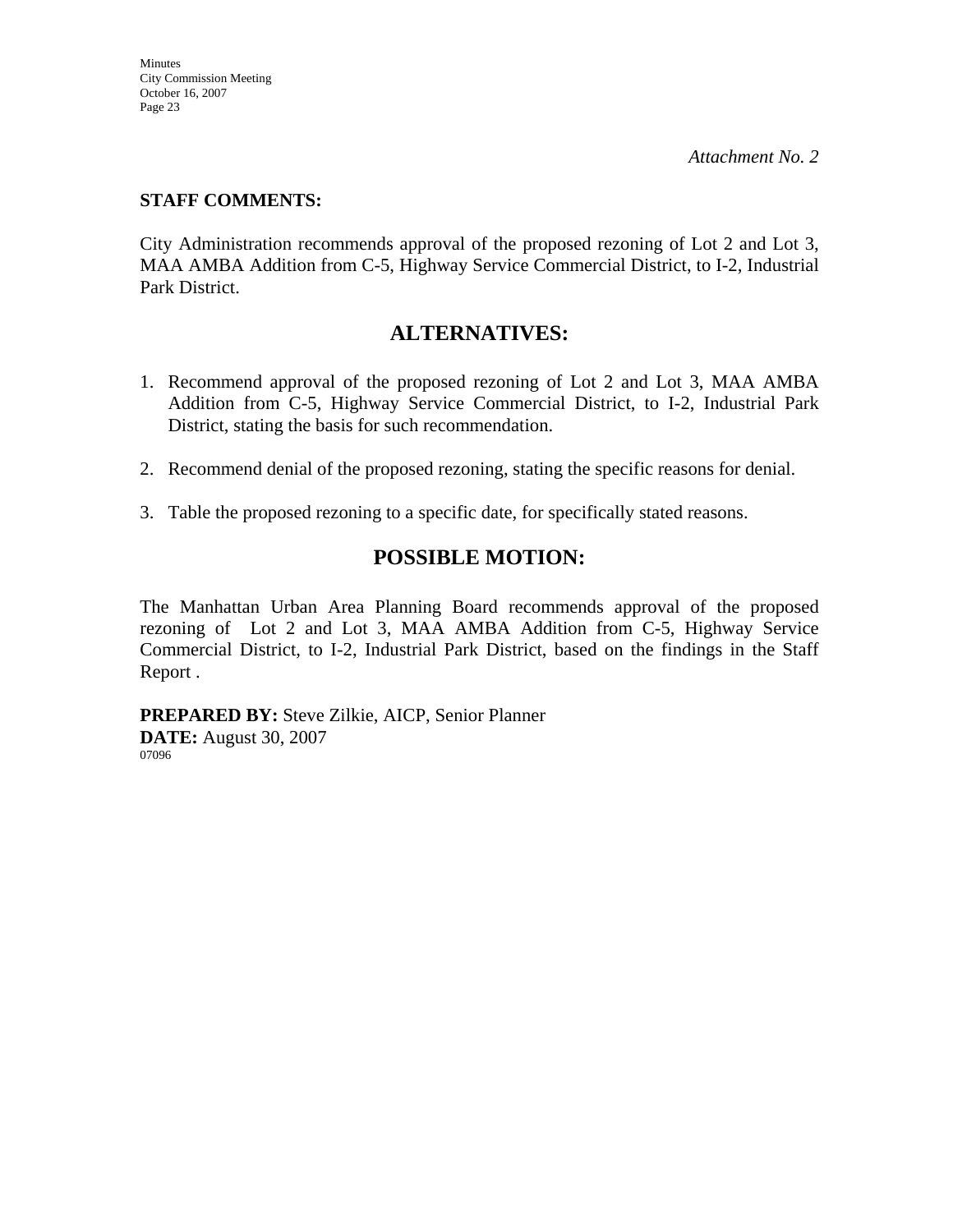*Attachment No. 2*

**STAFF COMMENTS:**

City Administration recommends approval of the proposed rezoning of Lot 2 and Lot 3, MAA AMBA Addition from C-5, Highway Service Commercial District, to I-2, Industrial Park District.

## ALTERNATIVES:

1. Recommend approval of the proposed rezoning of Lot 2 and Lot 3, MAA AMBA Addition from C-5, Highway Service Commercial District, to I-2, Industrial Park District, stating the basis for such recommendation.

2. Recommend denial of the proposed rezoning, stating the specific reasons for denial.

3. Table the proposed rezoning to a specific date, for specifically stated reasons.

## POSSIBLE MOTION:

The Manhattan Urban Area Planning Board recommends approval of the proposed rezoning of Lot 2 and Lot 3, MAA AMBA Addition from C-5, Highway Service Commercial District, to I-2, Industrial Park District, based on the findings in the Staff Report .

**PREPARED BY:** Steve Zilkie, AICP, Senior Planner
**DATE:** August 30, 2007
07096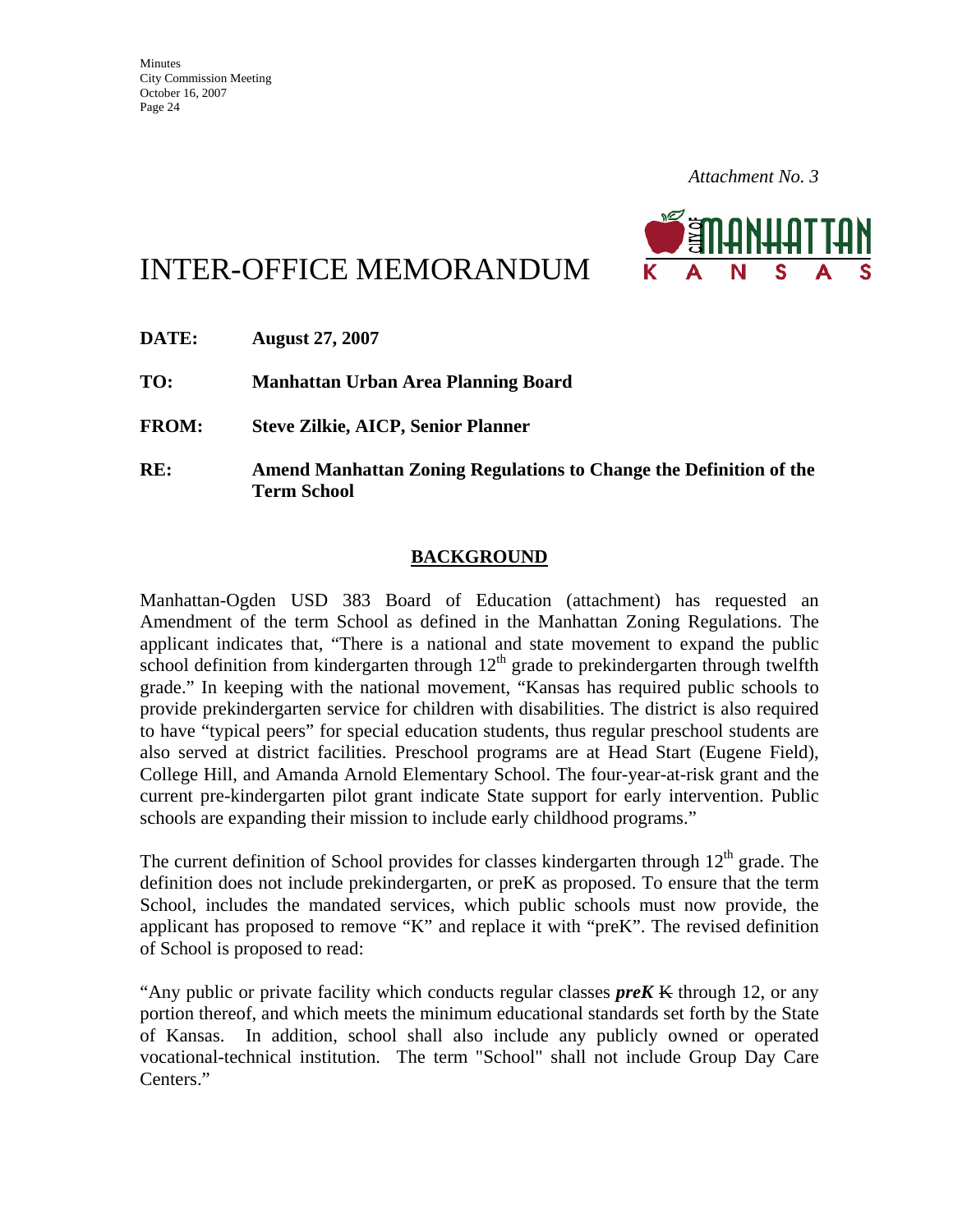*Attachment No. 3*

# INTER-OFFICE MEMORANDUM

**DATE:** **August 27, 2007**

**TO:** **Manhattan Urban Area Planning Board**

**FROM:** **Steve Zilkie, AICP, Senior Planner**

**RE:** **Amend Manhattan Zoning Regulations to Change the Definition of the Term School**

## BACKGROUND

Manhattan-Ogden USD 383 Board of Education (attachment) has requested an Amendment of the term School as defined in the Manhattan Zoning Regulations. The applicant indicates that, "There is a national and state movement to expand the public school definition from kindergarten through 12th grade to prekindergarten through twelfth grade." In keeping with the national movement, "Kansas has required public schools to provide prekindergarten service for children with disabilities. The district is also required to have "typical peers" for special education students, thus regular preschool students are also served at district facilities. Preschool programs are at Head Start (Eugene Field), College Hill, and Amanda Arnold Elementary School. The four-year-at-risk grant and the current pre-kindergarten pilot grant indicate State support for early intervention. Public schools are expanding their mission to include early childhood programs."

The current definition of School provides for classes kindergarten through 12th grade. The definition does not include prekindergarten, or preK as proposed. To ensure that the term School, includes the mandated services, which public schools must now provide, the applicant has proposed to remove "K" and replace it with "preK". The revised definition of School is proposed to read:

"Any public or private facility which conducts regular classes ***preK*** ~~K~~ through 12, or any portion thereof, and which meets the minimum educational standards set forth by the State of Kansas. In addition, school shall also include any publicly owned or operated vocational-technical institution. The term "School" shall not include Group Day Care Centers."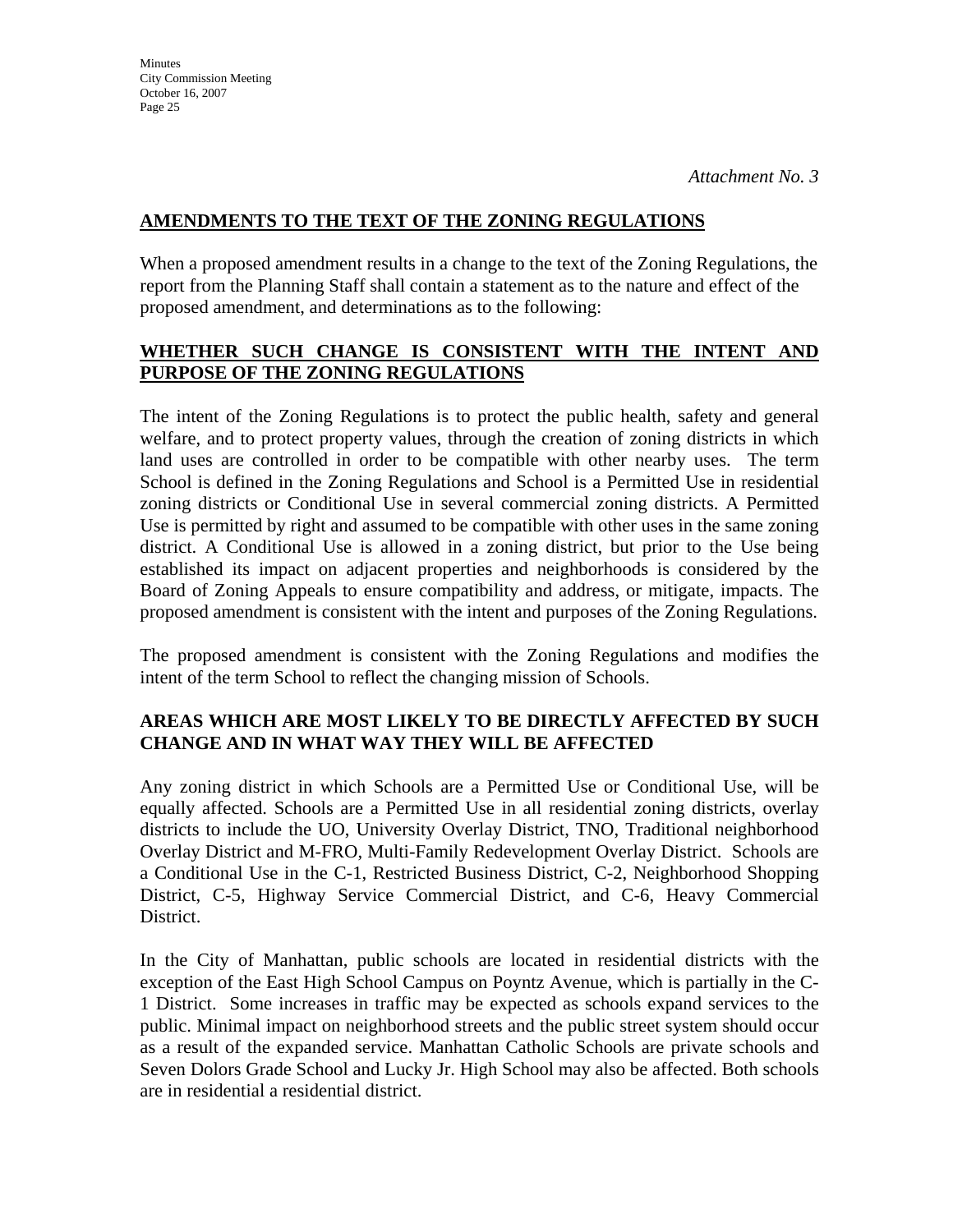*Attachment No. 3*

## AMENDMENTS TO THE TEXT OF THE ZONING REGULATIONS

When a proposed amendment results in a change to the text of the Zoning Regulations, the report from the Planning Staff shall contain a statement as to the nature and effect of the proposed amendment, and determinations as to the following:

## WHETHER SUCH CHANGE IS CONSISTENT WITH THE INTENT AND PURPOSE OF THE ZONING REGULATIONS

The intent of the Zoning Regulations is to protect the public health, safety and general welfare, and to protect property values, through the creation of zoning districts in which land uses are controlled in order to be compatible with other nearby uses. The term School is defined in the Zoning Regulations and School is a Permitted Use in residential zoning districts or Conditional Use in several commercial zoning districts. A Permitted Use is permitted by right and assumed to be compatible with other uses in the same zoning district. A Conditional Use is allowed in a zoning district, but prior to the Use being established its impact on adjacent properties and neighborhoods is considered by the Board of Zoning Appeals to ensure compatibility and address, or mitigate, impacts. The proposed amendment is consistent with the intent and purposes of the Zoning Regulations.

The proposed amendment is consistent with the Zoning Regulations and modifies the intent of the term School to reflect the changing mission of Schools.

## AREAS WHICH ARE MOST LIKELY TO BE DIRECTLY AFFECTED BY SUCH CHANGE AND IN WHAT WAY THEY WILL BE AFFECTED

Any zoning district in which Schools are a Permitted Use or Conditional Use, will be equally affected. Schools are a Permitted Use in all residential zoning districts, overlay districts to include the UO, University Overlay District, TNO, Traditional neighborhood Overlay District and M-FRO, Multi-Family Redevelopment Overlay District. Schools are a Conditional Use in the C-1, Restricted Business District, C-2, Neighborhood Shopping District, C-5, Highway Service Commercial District, and C-6, Heavy Commercial District.

In the City of Manhattan, public schools are located in residential districts with the exception of the East High School Campus on Poyntz Avenue, which is partially in the C-1 District. Some increases in traffic may be expected as schools expand services to the public. Minimal impact on neighborhood streets and the public street system should occur as a result of the expanded service. Manhattan Catholic Schools are private schools and Seven Dolors Grade School and Lucky Jr. High School may also be affected. Both schools are in residential a residential district.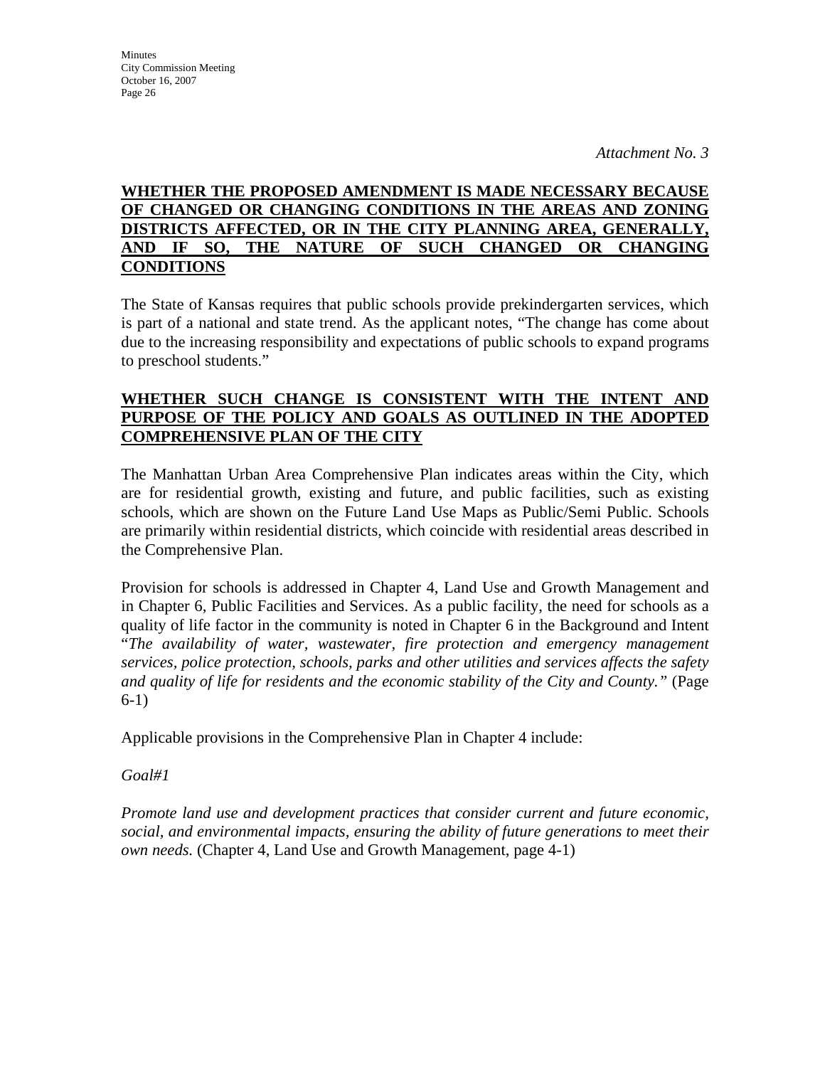*Attachment No. 3*

**WHETHER THE PROPOSED AMENDMENT IS MADE NECESSARY BECAUSE OF CHANGED OR CHANGING CONDITIONS IN THE AREAS AND ZONING DISTRICTS AFFECTED, OR IN THE CITY PLANNING AREA, GENERALLY, AND IF SO, THE NATURE OF SUCH CHANGED OR CHANGING CONDITIONS**

The State of Kansas requires that public schools provide prekindergarten services, which is part of a national and state trend. As the applicant notes, "The change has come about due to the increasing responsibility and expectations of public schools to expand programs to preschool students."

**WHETHER SUCH CHANGE IS CONSISTENT WITH THE INTENT AND PURPOSE OF THE POLICY AND GOALS AS OUTLINED IN THE ADOPTED COMPREHENSIVE PLAN OF THE CITY**

The Manhattan Urban Area Comprehensive Plan indicates areas within the City, which are for residential growth, existing and future, and public facilities, such as existing schools, which are shown on the Future Land Use Maps as Public/Semi Public. Schools are primarily within residential districts, which coincide with residential areas described in the Comprehensive Plan.

Provision for schools is addressed in Chapter 4, Land Use and Growth Management and in Chapter 6, Public Facilities and Services. As a public facility, the need for schools as a quality of life factor in the community is noted in Chapter 6 in the Background and Intent "*The availability of water, wastewater, fire protection and emergency management services, police protection, schools, parks and other utilities and services affects the safety and quality of life for residents and the economic stability of the City and County."* (Page 6-1)

Applicable provisions in the Comprehensive Plan in Chapter 4 include:

*Goal#1*

*Promote land use and development practices that consider current and future economic, social, and environmental impacts, ensuring the ability of future generations to meet their own needs.* (Chapter 4, Land Use and Growth Management, page 4-1)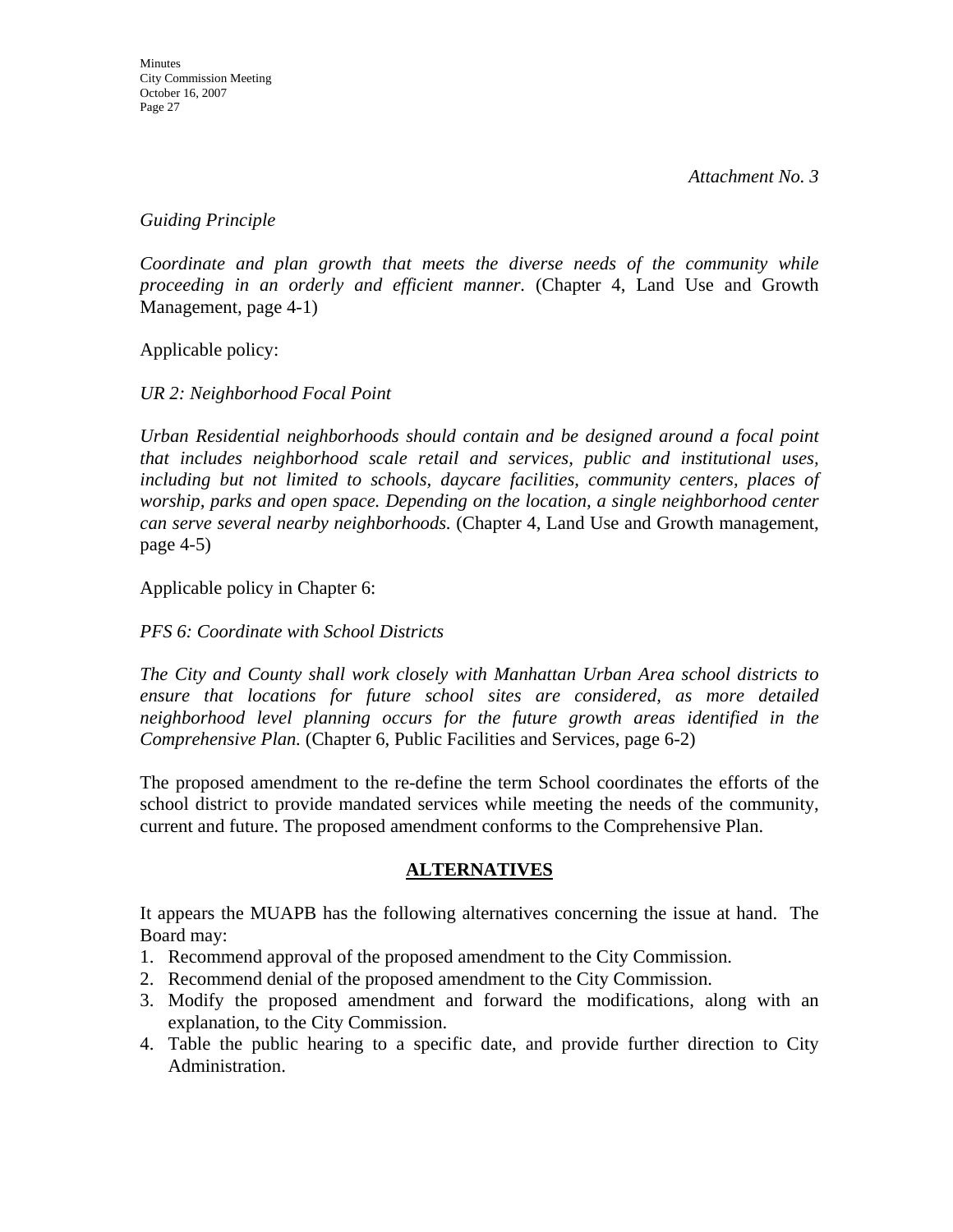*Attachment No. 3*

*Guiding Principle*

*Coordinate and plan growth that meets the diverse needs of the community while proceeding in an orderly and efficient manner.* (Chapter 4, Land Use and Growth Management, page 4-1)

Applicable policy:

*UR 2: Neighborhood Focal Point*

*Urban Residential neighborhoods should contain and be designed around a focal point that includes neighborhood scale retail and services, public and institutional uses, including but not limited to schools, daycare facilities, community centers, places of worship, parks and open space. Depending on the location, a single neighborhood center can serve several nearby neighborhoods.* (Chapter 4, Land Use and Growth management, page 4-5)

Applicable policy in Chapter 6:

*PFS 6: Coordinate with School Districts*

*The City and County shall work closely with Manhattan Urban Area school districts to ensure that locations for future school sites are considered, as more detailed neighborhood level planning occurs for the future growth areas identified in the Comprehensive Plan.* (Chapter 6, Public Facilities and Services, page 6-2)

The proposed amendment to the re-define the term School coordinates the efforts of the school district to provide mandated services while meeting the needs of the community, current and future. The proposed amendment conforms to the Comprehensive Plan.

## ALTERNATIVES

It appears the MUAPB has the following alternatives concerning the issue at hand. The Board may:

1. Recommend approval of the proposed amendment to the City Commission.
2. Recommend denial of the proposed amendment to the City Commission.
3. Modify the proposed amendment and forward the modifications, along with an explanation, to the City Commission.
4. Table the public hearing to a specific date, and provide further direction to City Administration.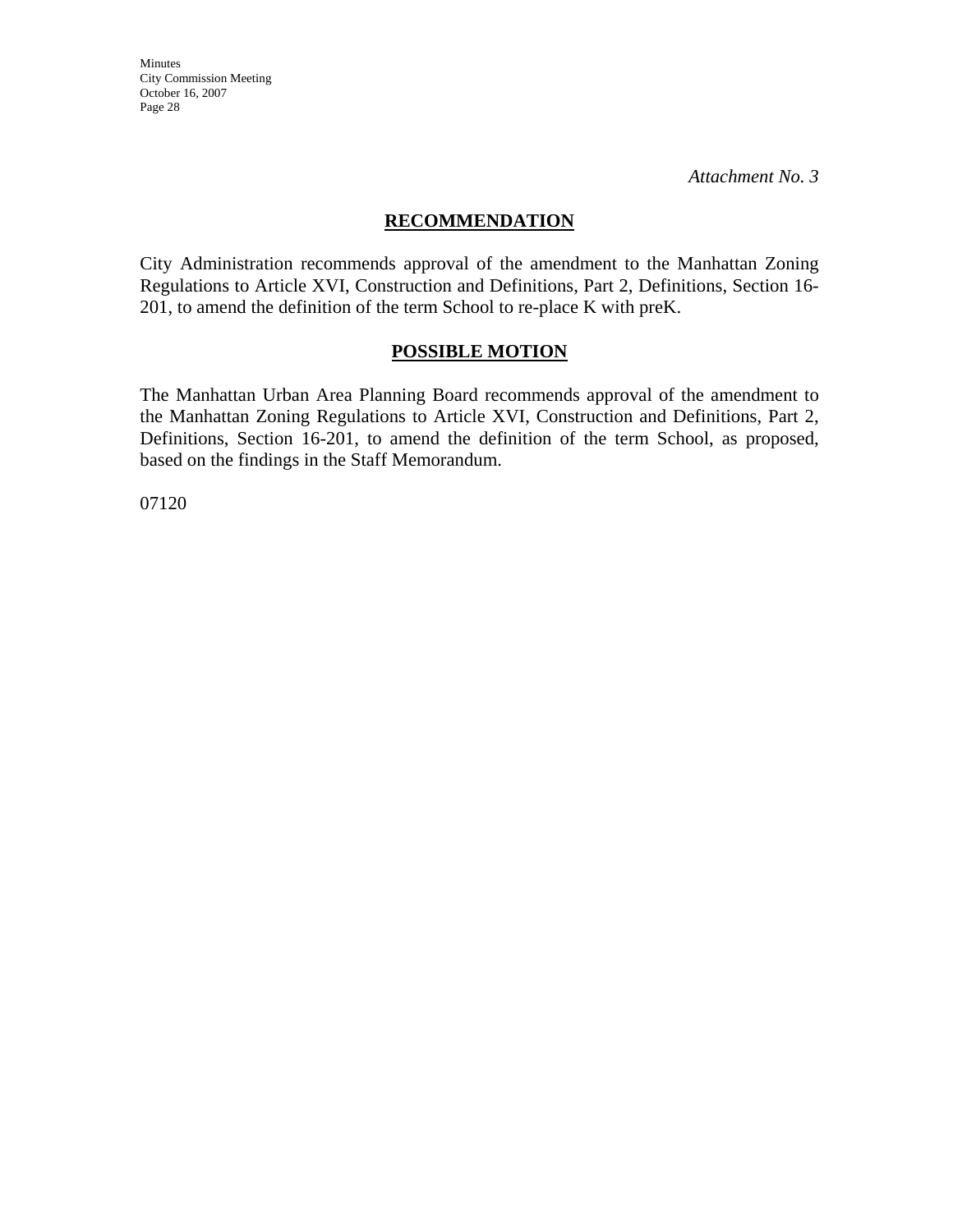*Attachment No. 3*

## RECOMMENDATION

City Administration recommends approval of the amendment to the Manhattan Zoning Regulations to Article XVI, Construction and Definitions, Part 2, Definitions, Section 16-201, to amend the definition of the term School to re-place K with preK.

## POSSIBLE MOTION

The Manhattan Urban Area Planning Board recommends approval of the amendment to the Manhattan Zoning Regulations to Article XVI, Construction and Definitions, Part 2, Definitions, Section 16-201, to amend the definition of the term School, as proposed, based on the findings in the Staff Memorandum.

07120